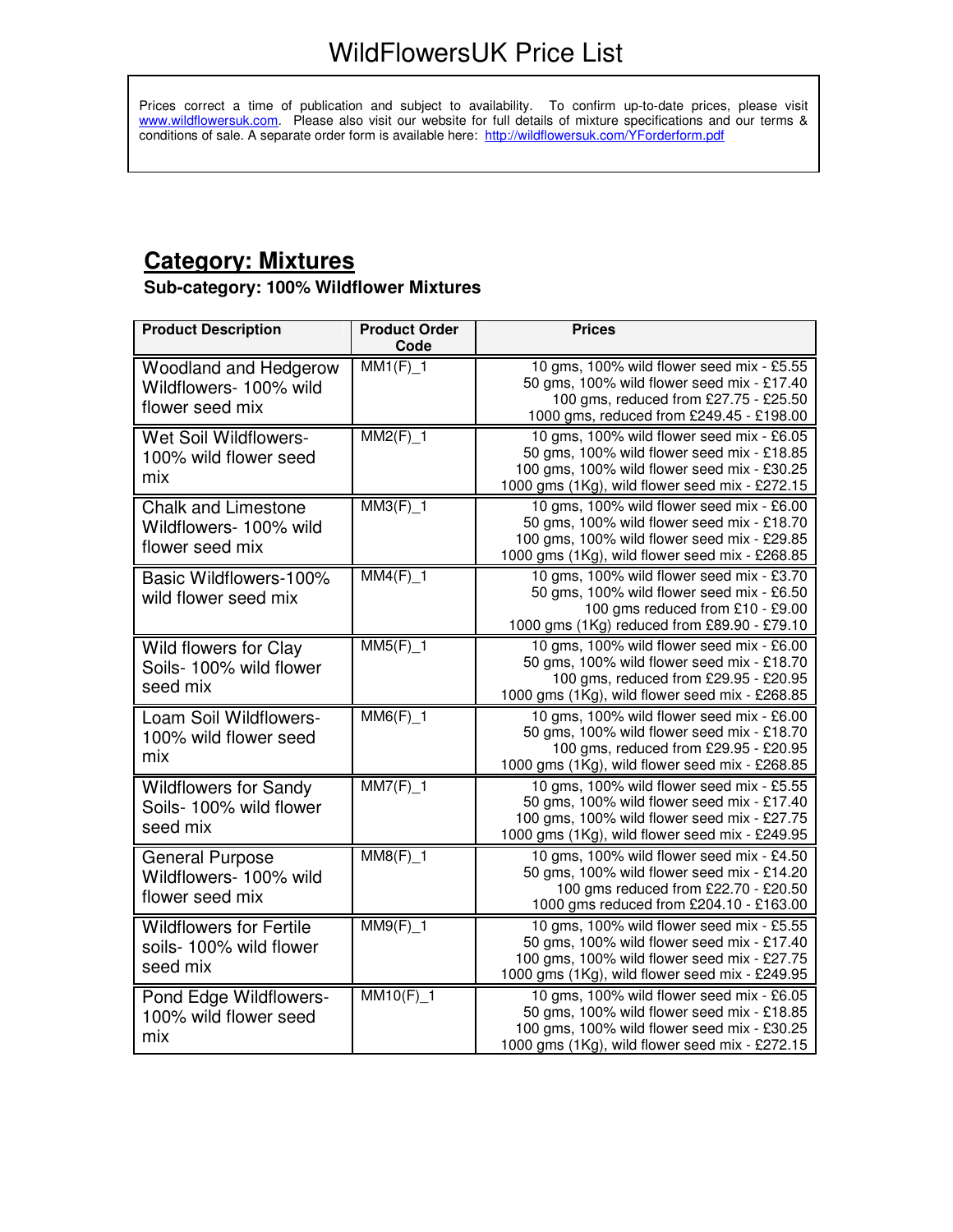# WildFlowersUK Price List

Prices correct a time of publication and subject to availability. To confirm up-to-date prices, please visit www.wildflowersuk.com. Please also visit our website for full details of mixture specifications and our terms & conditions of sale. A separate order form is available here: http://wildflowersuk.com/YForderform.pdf

## Category: Mixtures

### Sub-category: 100% Wildflower Mixtures

| Product Description | Product Order Code | Prices |
|---|---|---|
| Woodland and Hedgerow Wildflowers- 100% wild flower seed mix | MM1(F)_1 | 10 gms, 100% wild flower seed mix - £5.55<br>50 gms, 100% wild flower seed mix - £17.40<br>100 gms, reduced from £27.75 - £25.50<br>1000 gms, reduced from £249.45 - £198.00 |
| Wet Soil Wildflowers- 100% wild flower seed mix | MM2(F)_1 | 10 gms, 100% wild flower seed mix - £6.05<br>50 gms, 100% wild flower seed mix - £18.85<br>100 gms, 100% wild flower seed mix - £30.25<br>1000 gms (1Kg), wild flower seed mix - £272.15 |
| Chalk and Limestone Wildflowers- 100% wild flower seed mix | MM3(F)_1 | 10 gms, 100% wild flower seed mix - £6.00<br>50 gms, 100% wild flower seed mix - £18.70<br>100 gms, 100% wild flower seed mix - £29.85<br>1000 gms (1Kg), wild flower seed mix - £268.85 |
| Basic Wildflowers-100% wild flower seed mix | MM4(F)_1 | 10 gms, 100% wild flower seed mix - £3.70<br>50 gms, 100% wild flower seed mix - £6.50<br>100 gms reduced from £10 - £9.00<br>1000 gms (1Kg) reduced from £89.90 - £79.10 |
| Wild flowers for Clay Soils- 100% wild flower seed mix | MM5(F)_1 | 10 gms, 100% wild flower seed mix - £6.00<br>50 gms, 100% wild flower seed mix - £18.70<br>100 gms, reduced from £29.95 - £20.95<br>1000 gms (1Kg), wild flower seed mix - £268.85 |
| Loam Soil Wildflowers- 100% wild flower seed mix | MM6(F)_1 | 10 gms, 100% wild flower seed mix - £6.00<br>50 gms, 100% wild flower seed mix - £18.70<br>100 gms, reduced from £29.95 - £20.95<br>1000 gms (1Kg), wild flower seed mix - £268.85 |
| Wildflowers for Sandy Soils- 100% wild flower seed mix | MM7(F)_1 | 10 gms, 100% wild flower seed mix - £5.55<br>50 gms, 100% wild flower seed mix - £17.40<br>100 gms, 100% wild flower seed mix - £27.75<br>1000 gms (1Kg), wild flower seed mix - £249.95 |
| General Purpose Wildflowers- 100% wild flower seed mix | MM8(F)_1 | 10 gms, 100% wild flower seed mix - £4.50<br>50 gms, 100% wild flower seed mix - £14.20<br>100 gms reduced from £22.70 - £20.50<br>1000 gms reduced from £204.10 - £163.00 |
| Wildflowers for Fertile soils- 100% wild flower seed mix | MM9(F)_1 | 10 gms, 100% wild flower seed mix - £5.55<br>50 gms, 100% wild flower seed mix - £17.40<br>100 gms, 100% wild flower seed mix - £27.75<br>1000 gms (1Kg), wild flower seed mix - £249.95 |
| Pond Edge Wildflowers- 100% wild flower seed mix | MM10(F)_1 | 10 gms, 100% wild flower seed mix - £6.05<br>50 gms, 100% wild flower seed mix - £18.85<br>100 gms, 100% wild flower seed mix - £30.25<br>1000 gms (1Kg), wild flower seed mix - £272.15 |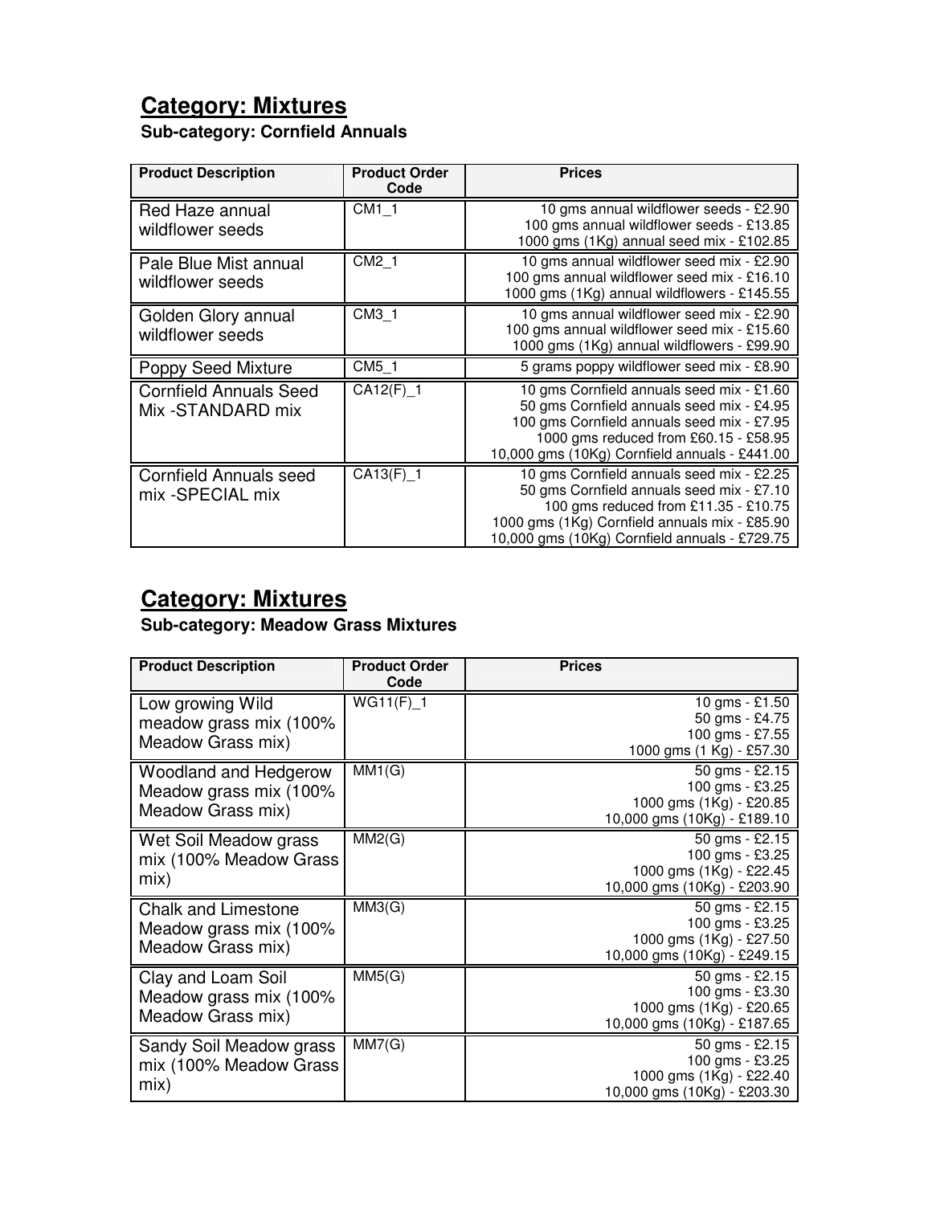## Category: Mixtures

### Sub-category: Cornfield Annuals

| Product Description | Product Order Code | Prices |
|---|---|---|
| Red Haze annual wildflower seeds | CM1_1 | 10 gms annual wildflower seeds - £2.90<br>100 gms annual wildflower seeds - £13.85<br>1000 gms (1Kg) annual seed mix - £102.85 |
| Pale Blue Mist annual wildflower seeds | CM2_1 | 10 gms annual wildflower seed mix - £2.90<br>100 gms annual wildflower seed mix - £16.10<br>1000 gms (1Kg) annual wildflowers - £145.55 |
| Golden Glory annual wildflower seeds | CM3_1 | 10 gms annual wildflower seed mix - £2.90<br>100 gms annual wildflower seed mix - £15.60<br>1000 gms (1Kg) annual wildflowers - £99.90 |
| Poppy Seed Mixture | CM5_1 | 5 grams poppy wildflower seed mix - £8.90 |
| Cornfield Annuals Seed Mix -STANDARD mix | CA12(F)_1 | 10 gms Cornfield annuals seed mix - £1.60<br>50 gms Cornfield annuals seed mix - £4.95<br>100 gms Cornfield annuals seed mix - £7.95<br>1000 gms reduced from £60.15 - £58.95<br>10,000 gms (10Kg) Cornfield annuals - £441.00 |
| Cornfield Annuals seed mix -SPECIAL mix | CA13(F)_1 | 10 gms Cornfield annuals seed mix - £2.25<br>50 gms Cornfield annuals seed mix - £7.10<br>100 gms reduced from £11.35 - £10.75<br>1000 gms (1Kg) Cornfield annuals mix - £85.90<br>10,000 gms (10Kg) Cornfield annuals - £729.75 |

## Category: Mixtures

### Sub-category: Meadow Grass Mixtures

| Product Description | Product Order Code | Prices |
|---|---|---|
| Low growing Wild meadow grass mix (100% Meadow Grass mix) | WG11(F)_1 | 10 gms - £1.50<br>50 gms - £4.75<br>100 gms - £7.55<br>1000 gms (1 Kg) - £57.30 |
| Woodland and Hedgerow Meadow grass mix (100% Meadow Grass mix) | MM1(G) | 50 gms - £2.15<br>100 gms - £3.25<br>1000 gms (1Kg) - £20.85<br>10,000 gms (10Kg) - £189.10 |
| Wet Soil Meadow grass mix (100% Meadow Grass mix) | MM2(G) | 50 gms - £2.15<br>100 gms - £3.25<br>1000 gms (1Kg) - £22.45<br>10,000 gms (10Kg) - £203.90 |
| Chalk and Limestone Meadow grass mix (100% Meadow Grass mix) | MM3(G) | 50 gms - £2.15<br>100 gms - £3.25<br>1000 gms (1Kg) - £27.50<br>10,000 gms (10Kg) - £249.15 |
| Clay and Loam Soil Meadow grass mix (100% Meadow Grass mix) | MM5(G) | 50 gms - £2.15<br>100 gms - £3.30<br>1000 gms (1Kg) - £20.65<br>10,000 gms (10Kg) - £187.65 |
| Sandy Soil Meadow grass mix (100% Meadow Grass mix) | MM7(G) | 50 gms - £2.15<br>100 gms - £3.25<br>1000 gms (1Kg) - £22.40<br>10,000 gms (10Kg) - £203.30 |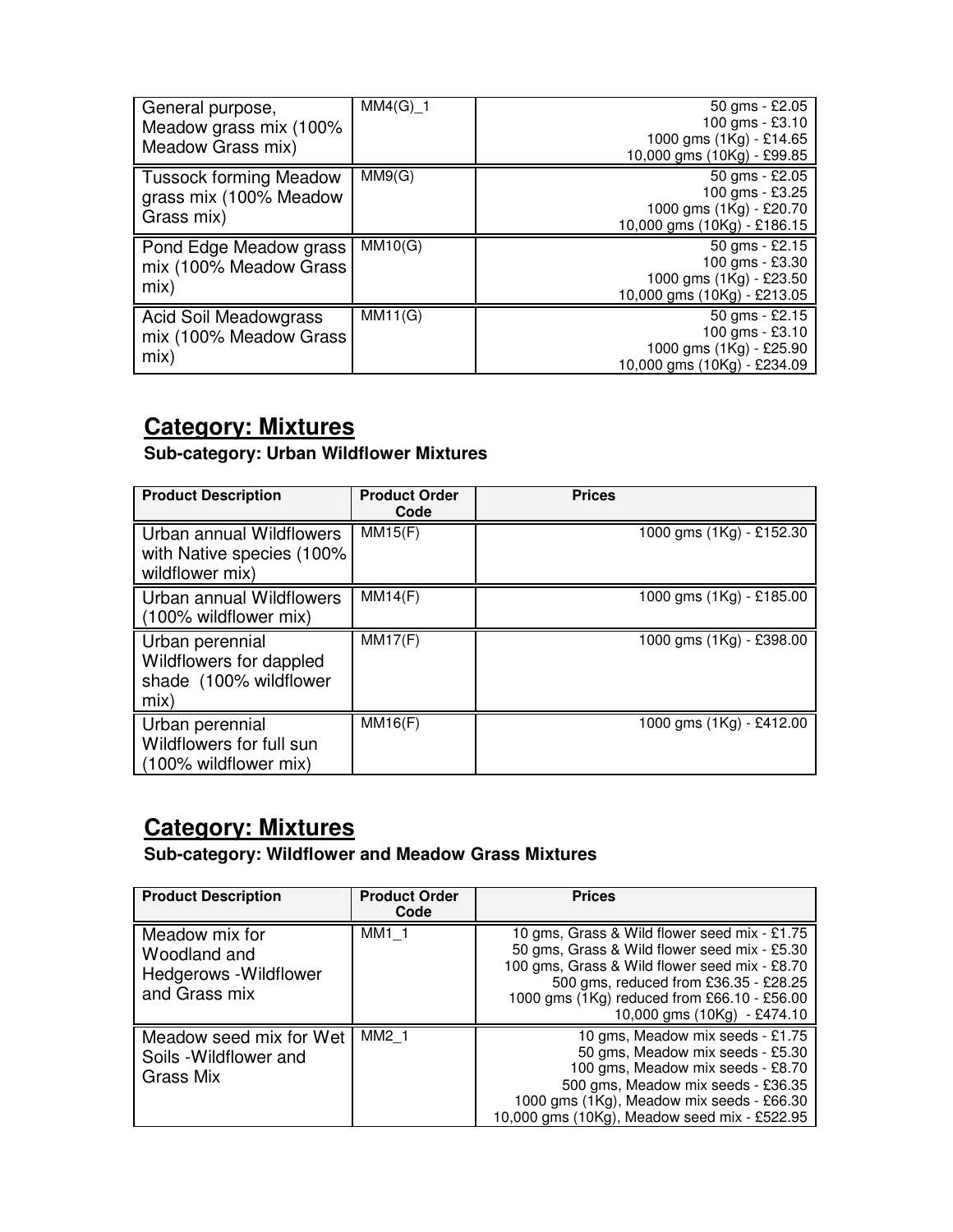| General purpose, Meadow grass mix (100% Meadow Grass mix) | MM4(G)_1 | 50 gms - £2.05<br>100 gms - £3.10<br>1000 gms (1Kg) - £14.65<br>10,000 gms (10Kg) - £99.85 |
|---|---|---|
| Tussock forming Meadow grass mix (100% Meadow Grass mix) | MM9(G) | 50 gms - £2.05<br>100 gms - £3.25<br>1000 gms (1Kg) - £20.70<br>10,000 gms (10Kg) - £186.15 |
| Pond Edge Meadow grass mix (100% Meadow Grass mix) | MM10(G) | 50 gms - £2.15<br>100 gms - £3.30<br>1000 gms (1Kg) - £23.50<br>10,000 gms (10Kg) - £213.05 |
| Acid Soil Meadowgrass mix (100% Meadow Grass mix) | MM11(G) | 50 gms - £2.15<br>100 gms - £3.10<br>1000 gms (1Kg) - £25.90<br>10,000 gms (10Kg) - £234.09 |

## Category: Mixtures

### Sub-category: Urban Wildflower Mixtures

| Product Description | Product Order Code | Prices |
|---|---|---|
| Urban annual Wildflowers with Native species (100% wildflower mix) | MM15(F) | 1000 gms (1Kg) - £152.30 |
| Urban annual Wildflowers (100% wildflower mix) | MM14(F) | 1000 gms (1Kg) - £185.00 |
| Urban perennial Wildflowers for dappled shade (100% wildflower mix) | MM17(F) | 1000 gms (1Kg) - £398.00 |
| Urban perennial Wildflowers for full sun (100% wildflower mix) | MM16(F) | 1000 gms (1Kg) - £412.00 |

## Category: Mixtures

### Sub-category: Wildflower and Meadow Grass Mixtures

| Product Description | Product Order Code | Prices |
|---|---|---|
| Meadow mix for Woodland and Hedgerows -Wildflower and Grass mix | MM1_1 | 10 gms, Grass & Wild flower seed mix - £1.75<br>50 gms, Grass & Wild flower seed mix - £5.30<br>100 gms, Grass & Wild flower seed mix - £8.70<br>500 gms, reduced from £36.35 - £28.25<br>1000 gms (1Kg) reduced from £66.10 - £56.00<br>10,000 gms (10Kg) - £474.10 |
| Meadow seed mix for Wet Soils -Wildflower and Grass Mix | MM2_1 | 10 gms, Meadow mix seeds - £1.75<br>50 gms, Meadow mix seeds - £5.30<br>100 gms, Meadow mix seeds - £8.70<br>500 gms, Meadow mix seeds - £36.35<br>1000 gms (1Kg), Meadow mix seeds - £66.30<br>10,000 gms (10Kg), Meadow seed mix - £522.95 |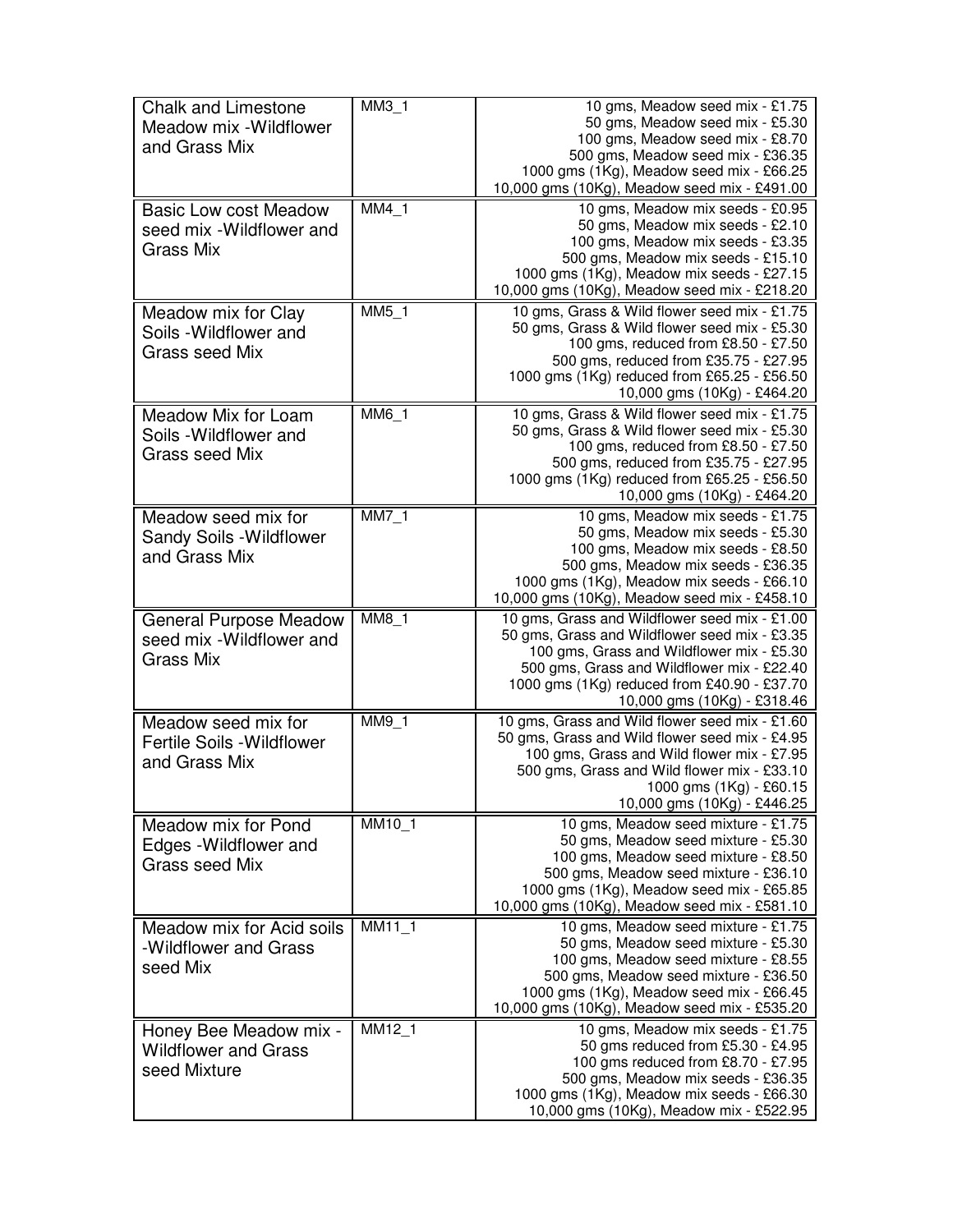| | | |
|---|---|---|
| Chalk and Limestone Meadow mix -Wildflower and Grass Mix | MM3_1 | 10 gms, Meadow seed mix - £1.75<br>50 gms, Meadow seed mix - £5.30<br>100 gms, Meadow seed mix - £8.70<br>500 gms, Meadow seed mix - £36.35<br>1000 gms (1Kg), Meadow seed mix - £66.25<br>10,000 gms (10Kg), Meadow seed mix - £491.00 |
| Basic Low cost Meadow seed mix -Wildflower and Grass Mix | MM4_1 | 10 gms, Meadow mix seeds - £0.95<br>50 gms, Meadow mix seeds - £2.10<br>100 gms, Meadow mix seeds - £3.35<br>500 gms, Meadow mix seeds - £15.10<br>1000 gms (1Kg), Meadow mix seeds - £27.15<br>10,000 gms (10Kg), Meadow seed mix - £218.20 |
| Meadow mix for Clay Soils -Wildflower and Grass seed Mix | MM5_1 | 10 gms, Grass & Wild flower seed mix - £1.75<br>50 gms, Grass & Wild flower seed mix - £5.30<br>100 gms, reduced from £8.50 - £7.50<br>500 gms, reduced from £35.75 - £27.95<br>1000 gms (1Kg) reduced from £65.25 - £56.50<br>10,000 gms (10Kg) - £464.20 |
| Meadow Mix for Loam Soils -Wildflower and Grass seed Mix | MM6_1 | 10 gms, Grass & Wild flower seed mix - £1.75<br>50 gms, Grass & Wild flower seed mix - £5.30<br>100 gms, reduced from £8.50 - £7.50<br>500 gms, reduced from £35.75 - £27.95<br>1000 gms (1Kg) reduced from £65.25 - £56.50<br>10,000 gms (10Kg) - £464.20 |
| Meadow seed mix for Sandy Soils -Wildflower and Grass Mix | MM7_1 | 10 gms, Meadow mix seeds - £1.75<br>50 gms, Meadow mix seeds - £5.30<br>100 gms, Meadow mix seeds - £8.50<br>500 gms, Meadow mix seeds - £36.35<br>1000 gms (1Kg), Meadow mix seeds - £66.10<br>10,000 gms (10Kg), Meadow seed mix - £458.10 |
| General Purpose Meadow seed mix -Wildflower and Grass Mix | MM8_1 | 10 gms, Grass and Wildflower seed mix - £1.00<br>50 gms, Grass and Wildflower seed mix - £3.35<br>100 gms, Grass and Wildflower mix - £5.30<br>500 gms, Grass and Wildflower mix - £22.40<br>1000 gms (1Kg) reduced from £40.90 - £37.70<br>10,000 gms (10Kg) - £318.46 |
| Meadow seed mix for Fertile Soils -Wildflower and Grass Mix | MM9_1 | 10 gms, Grass and Wild flower seed mix - £1.60<br>50 gms, Grass and Wild flower seed mix - £4.95<br>100 gms, Grass and Wild flower mix - £7.95<br>500 gms, Grass and Wild flower mix - £33.10<br>1000 gms (1Kg) - £60.15<br>10,000 gms (10Kg) - £446.25 |
| Meadow mix for Pond Edges -Wildflower and Grass seed Mix | MM10_1 | 10 gms, Meadow seed mixture - £1.75<br>50 gms, Meadow seed mixture - £5.30<br>100 gms, Meadow seed mixture - £8.50<br>500 gms, Meadow seed mixture - £36.10<br>1000 gms (1Kg), Meadow seed mix - £65.85<br>10,000 gms (10Kg), Meadow seed mix - £581.10 |
| Meadow mix for Acid soils -Wildflower and Grass seed Mix | MM11_1 | 10 gms, Meadow seed mixture - £1.75<br>50 gms, Meadow seed mixture - £5.30<br>100 gms, Meadow seed mixture - £8.55<br>500 gms, Meadow seed mixture - £36.50<br>1000 gms (1Kg), Meadow seed mix - £66.45<br>10,000 gms (10Kg), Meadow seed mix - £535.20 |
| Honey Bee Meadow mix - Wildflower and Grass seed Mixture | MM12_1 | 10 gms, Meadow mix seeds - £1.75<br>50 gms reduced from £5.30 - £4.95<br>100 gms reduced from £8.70 - £7.95<br>500 gms, Meadow mix seeds - £36.35<br>1000 gms (1Kg), Meadow mix seeds - £66.30<br>10,000 gms (10Kg), Meadow mix - £522.95 |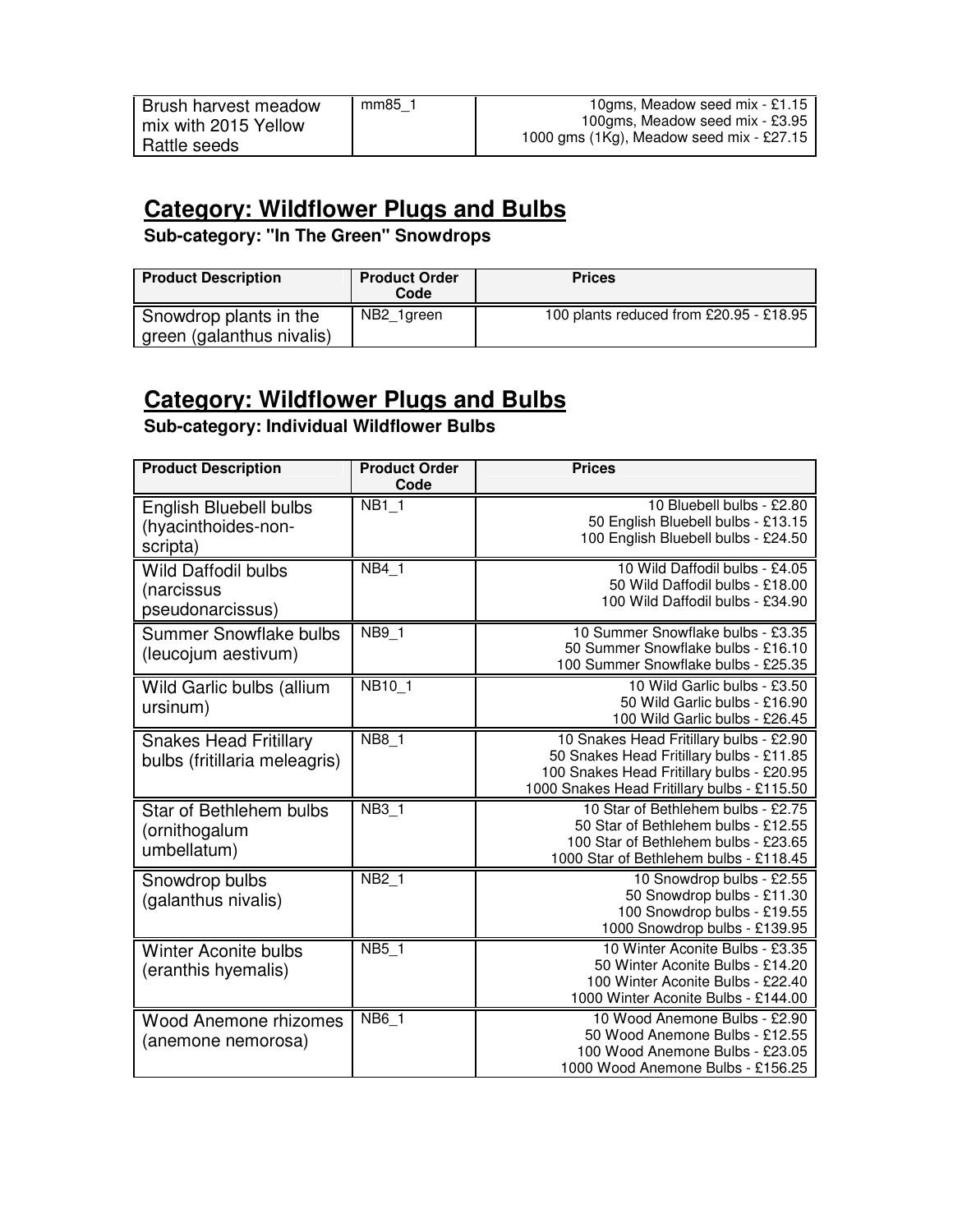| Brush harvest meadow mix with 2015 Yellow Rattle seeds | mm85_1 | 10gms, Meadow seed mix - £1.15<br>100gms, Meadow seed mix - £3.95<br>1000 gms (1Kg), Meadow seed mix - £27.15 |
|---|---|---|

## Category: Wildflower Plugs and Bulbs

**Sub-category: "In The Green" Snowdrops**

| Product Description | Product Order Code | Prices |
|---|---|---|
| Snowdrop plants in the green (galanthus nivalis) | NB2_1green | 100 plants reduced from £20.95 - £18.95 |

## Category: Wildflower Plugs and Bulbs

**Sub-category: Individual Wildflower Bulbs**

| Product Description | Product Order Code | Prices |
|---|---|---|
| English Bluebell bulbs (hyacinthoides-non-scripta) | NB1_1 | 10 Bluebell bulbs - £2.80<br>50 English Bluebell bulbs - £13.15<br>100 English Bluebell bulbs - £24.50 |
| Wild Daffodil bulbs (narcissus pseudonarcissus) | NB4_1 | 10 Wild Daffodil bulbs - £4.05<br>50 Wild Daffodil bulbs - £18.00<br>100 Wild Daffodil bulbs - £34.90 |
| Summer Snowflake bulbs (leucojum aestivum) | NB9_1 | 10 Summer Snowflake bulbs - £3.35<br>50 Summer Snowflake bulbs - £16.10<br>100 Summer Snowflake bulbs - £25.35 |
| Wild Garlic bulbs (allium ursinum) | NB10_1 | 10 Wild Garlic bulbs - £3.50<br>50 Wild Garlic bulbs - £16.90<br>100 Wild Garlic bulbs - £26.45 |
| Snakes Head Fritillary bulbs (fritillaria meleagris) | NB8_1 | 10 Snakes Head Fritillary bulbs - £2.90<br>50 Snakes Head Fritillary bulbs - £11.85<br>100 Snakes Head Fritillary bulbs - £20.95<br>1000 Snakes Head Fritillary bulbs - £115.50 |
| Star of Bethlehem bulbs (ornithogalum umbellatum) | NB3_1 | 10 Star of Bethlehem bulbs - £2.75<br>50 Star of Bethlehem bulbs - £12.55<br>100 Star of Bethlehem bulbs - £23.65<br>1000 Star of Bethlehem bulbs - £118.45 |
| Snowdrop bulbs (galanthus nivalis) | NB2_1 | 10 Snowdrop bulbs - £2.55<br>50 Snowdrop bulbs - £11.30<br>100 Snowdrop bulbs - £19.55<br>1000 Snowdrop bulbs - £139.95 |
| Winter Aconite bulbs (eranthis hyemalis) | NB5_1 | 10 Winter Aconite Bulbs - £3.35<br>50 Winter Aconite Bulbs - £14.20<br>100 Winter Aconite Bulbs - £22.40<br>1000 Winter Aconite Bulbs - £144.00 |
| Wood Anemone rhizomes (anemone nemorosa) | NB6_1 | 10 Wood Anemone Bulbs - £2.90<br>50 Wood Anemone Bulbs - £12.55<br>100 Wood Anemone Bulbs - £23.05<br>1000 Wood Anemone Bulbs - £156.25 |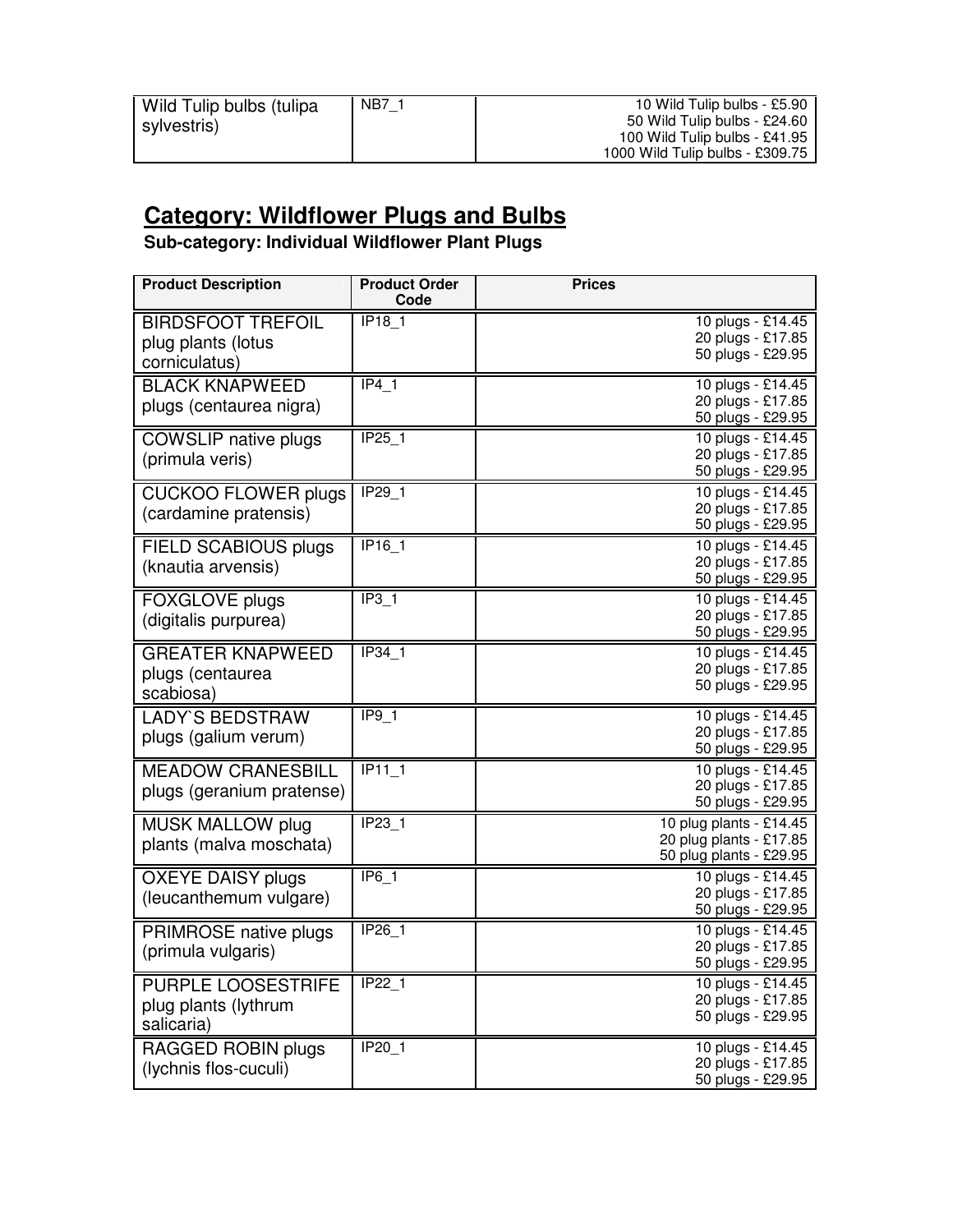| Wild Tulip bulbs (tulipa sylvestris) | NB7_1 | 10 Wild Tulip bulbs - £5.90<br>50 Wild Tulip bulbs - £24.60<br>100 Wild Tulip bulbs - £41.95<br>1000 Wild Tulip bulbs - £309.75 |
|---|---|---|

## Category: Wildflower Plugs and Bulbs

### Sub-category: Individual Wildflower Plant Plugs

| Product Description | Product Order Code | Prices |
|---|---|---|
| BIRDSFOOT TREFOIL plug plants (lotus corniculatus) | IP18_1 | 10 plugs - £14.45<br>20 plugs - £17.85<br>50 plugs - £29.95 |
| BLACK KNAPWEED plugs (centaurea nigra) | IP4_1 | 10 plugs - £14.45<br>20 plugs - £17.85<br>50 plugs - £29.95 |
| COWSLIP native plugs (primula veris) | IP25_1 | 10 plugs - £14.45<br>20 plugs - £17.85<br>50 plugs - £29.95 |
| CUCKOO FLOWER plugs (cardamine pratensis) | IP29_1 | 10 plugs - £14.45<br>20 plugs - £17.85<br>50 plugs - £29.95 |
| FIELD SCABIOUS plugs (knautia arvensis) | IP16_1 | 10 plugs - £14.45<br>20 plugs - £17.85<br>50 plugs - £29.95 |
| FOXGLOVE plugs (digitalis purpurea) | IP3_1 | 10 plugs - £14.45<br>20 plugs - £17.85<br>50 plugs - £29.95 |
| GREATER KNAPWEED plugs (centaurea scabiosa) | IP34_1 | 10 plugs - £14.45<br>20 plugs - £17.85<br>50 plugs - £29.95 |
| LADY`S BEDSTRAW plugs (galium verum) | IP9_1 | 10 plugs - £14.45<br>20 plugs - £17.85<br>50 plugs - £29.95 |
| MEADOW CRANESBILL plugs (geranium pratense) | IP11_1 | 10 plugs - £14.45<br>20 plugs - £17.85<br>50 plugs - £29.95 |
| MUSK MALLOW plug plants (malva moschata) | IP23_1 | 10 plug plants - £14.45<br>20 plug plants - £17.85<br>50 plug plants - £29.95 |
| OXEYE DAISY plugs (leucanthemum vulgare) | IP6_1 | 10 plugs - £14.45<br>20 plugs - £17.85<br>50 plugs - £29.95 |
| PRIMROSE native plugs (primula vulgaris) | IP26_1 | 10 plugs - £14.45<br>20 plugs - £17.85<br>50 plugs - £29.95 |
| PURPLE LOOSESTRIFE plug plants (lythrum salicaria) | IP22_1 | 10 plugs - £14.45<br>20 plugs - £17.85<br>50 plugs - £29.95 |
| RAGGED ROBIN plugs (lychnis flos-cuculi) | IP20_1 | 10 plugs - £14.45<br>20 plugs - £17.85<br>50 plugs - £29.95 |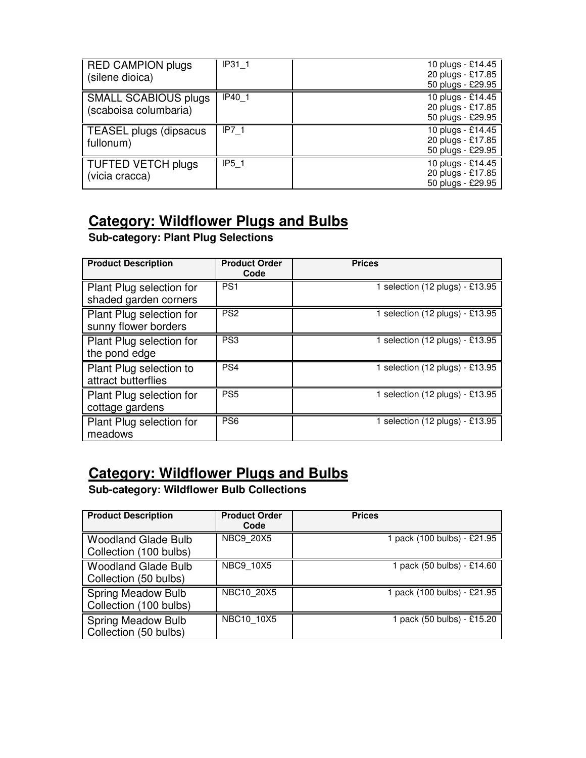| | | |
|---|---|---|
| RED CAMPION plugs (silene dioica) | IP31_1 | 10 plugs - £14.45<br>20 plugs - £17.85<br>50 plugs - £29.95 |
| SMALL SCABIOUS plugs (scaboisa columbaria) | IP40_1 | 10 plugs - £14.45<br>20 plugs - £17.85<br>50 plugs - £29.95 |
| TEASEL plugs (dipsacus fullonum) | IP7_1 | 10 plugs - £14.45<br>20 plugs - £17.85<br>50 plugs - £29.95 |
| TUFTED VETCH plugs (vicia cracca) | IP5_1 | 10 plugs - £14.45<br>20 plugs - £17.85<br>50 plugs - £29.95 |

## Category: Wildflower Plugs and Bulbs

**Sub-category: Plant Plug Selections**

| Product Description | Product Order Code | Prices |
|---|---|---|
| Plant Plug selection for shaded garden corners | PS1 | 1 selection (12 plugs) - £13.95 |
| Plant Plug selection for sunny flower borders | PS2 | 1 selection (12 plugs) - £13.95 |
| Plant Plug selection for the pond edge | PS3 | 1 selection (12 plugs) - £13.95 |
| Plant Plug selection to attract butterflies | PS4 | 1 selection (12 plugs) - £13.95 |
| Plant Plug selection for cottage gardens | PS5 | 1 selection (12 plugs) - £13.95 |
| Plant Plug selection for meadows | PS6 | 1 selection (12 plugs) - £13.95 |

## Category: Wildflower Plugs and Bulbs

**Sub-category: Wildflower Bulb Collections**

| Product Description | Product Order Code | Prices |
|---|---|---|
| Woodland Glade Bulb Collection (100 bulbs) | NBC9_20X5 | 1 pack (100 bulbs) - £21.95 |
| Woodland Glade Bulb Collection (50 bulbs) | NBC9_10X5 | 1 pack (50 bulbs) - £14.60 |
| Spring Meadow Bulb Collection (100 bulbs) | NBC10_20X5 | 1 pack (100 bulbs) - £21.95 |
| Spring Meadow Bulb Collection (50 bulbs) | NBC10_10X5 | 1 pack (50 bulbs) - £15.20 |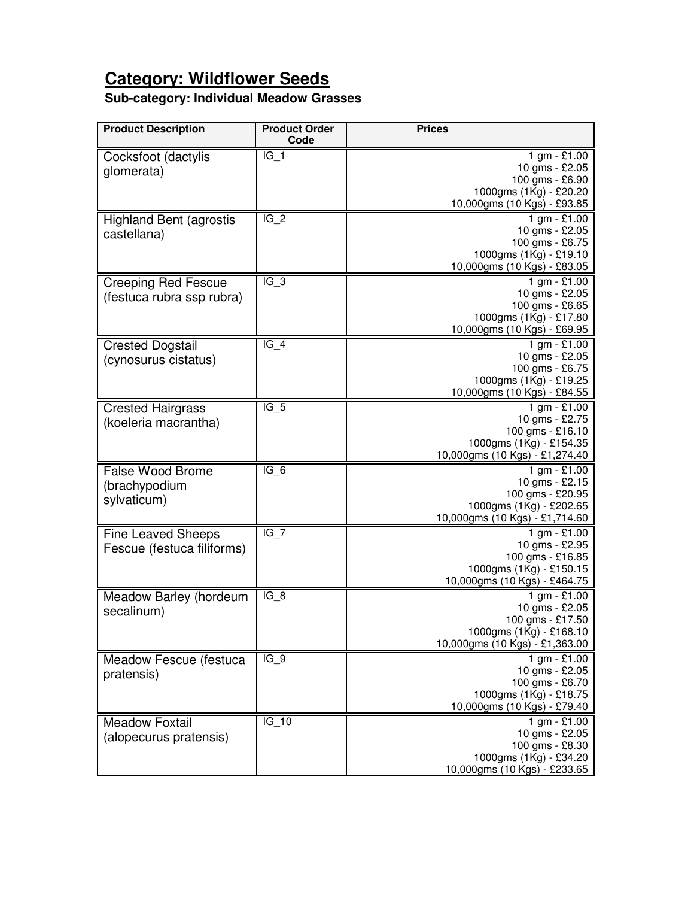# Category: Wildflower Seeds

### Sub-category: Individual Meadow Grasses

| Product Description | Product Order Code | Prices |
|---|---|---|
| Cocksfoot (dactylis glomerata) | IG_1 | 1 gm - £1.00<br>10 gms - £2.05<br>100 gms - £6.90<br>1000gms (1Kg) - £20.20<br>10,000gms (10 Kgs) - £93.85 |
| Highland Bent (agrostis castellana) | IG_2 | 1 gm - £1.00<br>10 gms - £2.05<br>100 gms - £6.75<br>1000gms (1Kg) - £19.10<br>10,000gms (10 Kgs) - £83.05 |
| Creeping Red Fescue (festuca rubra ssp rubra) | IG_3 | 1 gm - £1.00<br>10 gms - £2.05<br>100 gms - £6.65<br>1000gms (1Kg) - £17.80<br>10,000gms (10 Kgs) - £69.95 |
| Crested Dogstail (cynosurus cistatus) | IG_4 | 1 gm - £1.00<br>10 gms - £2.05<br>100 gms - £6.75<br>1000gms (1Kg) - £19.25<br>10,000gms (10 Kgs) - £84.55 |
| Crested Hairgrass (koeleria macrantha) | IG_5 | 1 gm - £1.00<br>10 gms - £2.75<br>100 gms - £16.10<br>1000gms (1Kg) - £154.35<br>10,000gms (10 Kgs) - £1,274.40 |
| False Wood Brome (brachypodium sylvaticum) | IG_6 | 1 gm - £1.00<br>10 gms - £2.15<br>100 gms - £20.95<br>1000gms (1Kg) - £202.65<br>10,000gms (10 Kgs) - £1,714.60 |
| Fine Leaved Sheeps Fescue (festuca filiforms) | IG_7 | 1 gm - £1.00<br>10 gms - £2.95<br>100 gms - £16.85<br>1000gms (1Kg) - £150.15<br>10,000gms (10 Kgs) - £464.75 |
| Meadow Barley (hordeum secalinum) | IG_8 | 1 gm - £1.00<br>10 gms - £2.05<br>100 gms - £17.50<br>1000gms (1Kg) - £168.10<br>10,000gms (10 Kgs) - £1,363.00 |
| Meadow Fescue (festuca pratensis) | IG_9 | 1 gm - £1.00<br>10 gms - £2.05<br>100 gms - £6.70<br>1000gms (1Kg) - £18.75<br>10,000gms (10 Kgs) - £79.40 |
| Meadow Foxtail (alopecurus pratensis) | IG_10 | 1 gm - £1.00<br>10 gms - £2.05<br>100 gms - £8.30<br>1000gms (1Kg) - £34.20<br>10,000gms (10 Kgs) - £233.65 |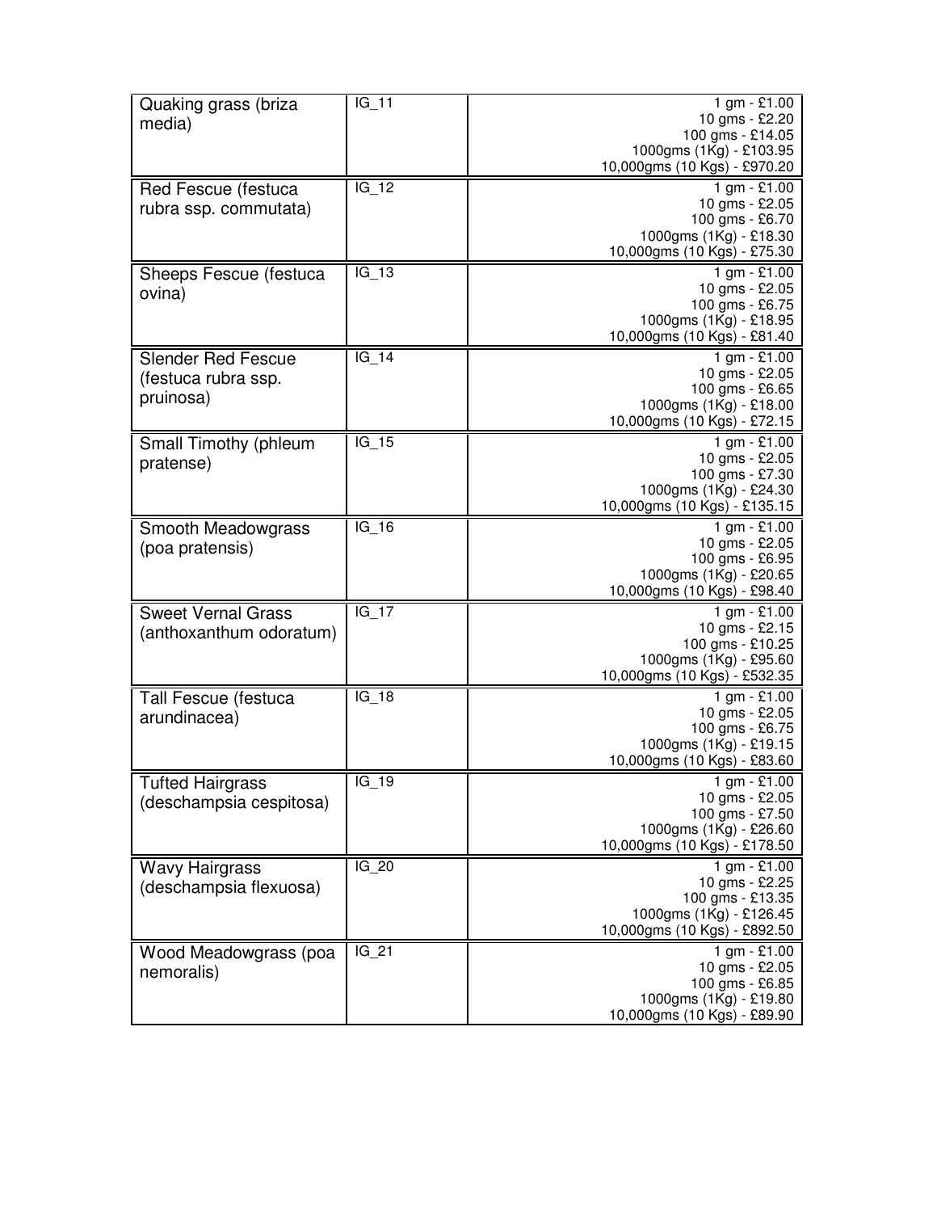| | | |
|---|---|---|
| Quaking grass (briza media) | IG_11 | 1 gm - £1.00<br>10 gms - £2.20<br>100 gms - £14.05<br>1000gms (1Kg) - £103.95<br>10,000gms (10 Kgs) - £970.20 |
| Red Fescue (festuca rubra ssp. commutata) | IG_12 | 1 gm - £1.00<br>10 gms - £2.05<br>100 gms - £6.70<br>1000gms (1Kg) - £18.30<br>10,000gms (10 Kgs) - £75.30 |
| Sheeps Fescue (festuca ovina) | IG_13 | 1 gm - £1.00<br>10 gms - £2.05<br>100 gms - £6.75<br>1000gms (1Kg) - £18.95<br>10,000gms (10 Kgs) - £81.40 |
| Slender Red Fescue (festuca rubra ssp. pruinosa) | IG_14 | 1 gm - £1.00<br>10 gms - £2.05<br>100 gms - £6.65<br>1000gms (1Kg) - £18.00<br>10,000gms (10 Kgs) - £72.15 |
| Small Timothy (phleum pratense) | IG_15 | 1 gm - £1.00<br>10 gms - £2.05<br>100 gms - £7.30<br>1000gms (1Kg) - £24.30<br>10,000gms (10 Kgs) - £135.15 |
| Smooth Meadowgrass (poa pratensis) | IG_16 | 1 gm - £1.00<br>10 gms - £2.05<br>100 gms - £6.95<br>1000gms (1Kg) - £20.65<br>10,000gms (10 Kgs) - £98.40 |
| Sweet Vernal Grass (anthoxanthum odoratum) | IG_17 | 1 gm - £1.00<br>10 gms - £2.15<br>100 gms - £10.25<br>1000gms (1Kg) - £95.60<br>10,000gms (10 Kgs) - £532.35 |
| Tall Fescue (festuca arundinacea) | IG_18 | 1 gm - £1.00<br>10 gms - £2.05<br>100 gms - £6.75<br>1000gms (1Kg) - £19.15<br>10,000gms (10 Kgs) - £83.60 |
| Tufted Hairgrass (deschampsia cespitosa) | IG_19 | 1 gm - £1.00<br>10 gms - £2.05<br>100 gms - £7.50<br>1000gms (1Kg) - £26.60<br>10,000gms (10 Kgs) - £178.50 |
| Wavy Hairgrass (deschampsia flexuosa) | IG_20 | 1 gm - £1.00<br>10 gms - £2.25<br>100 gms - £13.35<br>1000gms (1Kg) - £126.45<br>10,000gms (10 Kgs) - £892.50 |
| Wood Meadowgrass (poa nemoralis) | IG_21 | 1 gm - £1.00<br>10 gms - £2.05<br>100 gms - £6.85<br>1000gms (1Kg) - £19.80<br>10,000gms (10 Kgs) - £89.90 |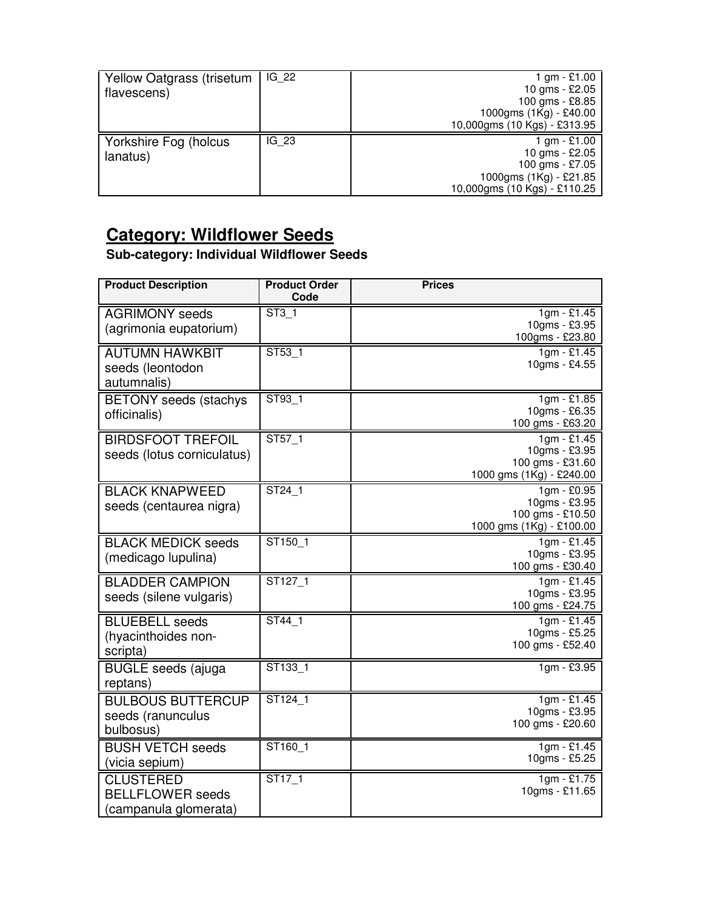| Yellow Oatgrass (trisetum flavescens) | IG_22 | 1 gm - £1.00<br>10 gms - £2.05<br>100 gms - £8.85<br>1000gms (1Kg) - £40.00<br>10,000gms (10 Kgs) - £313.95 |
|---|---|---|
| Yorkshire Fog (holcus lanatus) | IG_23 | 1 gm - £1.00<br>10 gms - £2.05<br>100 gms - £7.05<br>1000gms (1Kg) - £21.85<br>10,000gms (10 Kgs) - £110.25 |

## Category: Wildflower Seeds

**Sub-category: Individual Wildflower Seeds**

| Product Description | Product Order Code | Prices |
|---|---|---|
| AGRIMONY seeds (agrimonia eupatorium) | ST3_1 | 1gm - £1.45<br>10gms - £3.95<br>100gms - £23.80 |
| AUTUMN HAWKBIT seeds (leontodon autumnalis) | ST53_1 | 1gm - £1.45<br>10gms - £4.55 |
| BETONY seeds (stachys officinalis) | ST93_1 | 1gm - £1.85<br>10gms - £6.35<br>100 gms - £63.20 |
| BIRDSFOOT TREFOIL seeds (lotus corniculatus) | ST57_1 | 1gm - £1.45<br>10gms - £3.95<br>100 gms - £31.60<br>1000 gms (1Kg) - £240.00 |
| BLACK KNAPWEED seeds (centaurea nigra) | ST24_1 | 1gm - £0.95<br>10gms - £3.95<br>100 gms - £10.50<br>1000 gms (1Kg) - £100.00 |
| BLACK MEDICK seeds (medicago lupulina) | ST150_1 | 1gm - £1.45<br>10gms - £3.95<br>100 gms - £30.40 |
| BLADDER CAMPION seeds (silene vulgaris) | ST127_1 | 1gm - £1.45<br>10gms - £3.95<br>100 gms - £24.75 |
| BLUEBELL seeds (hyacinthoides non-scripta) | ST44_1 | 1gm - £1.45<br>10gms - £5.25<br>100 gms - £52.40 |
| BUGLE seeds (ajuga reptans) | ST133_1 | 1gm - £3.95 |
| BULBOUS BUTTERCUP seeds (ranunculus bulbosus) | ST124_1 | 1gm - £1.45<br>10gms - £3.95<br>100 gms - £20.60 |
| BUSH VETCH seeds (vicia sepium) | ST160_1 | 1gm - £1.45<br>10gms - £5.25 |
| CLUSTERED BELLFLOWER seeds (campanula glomerata) | ST17_1 | 1gm - £1.75<br>10gms - £11.65 |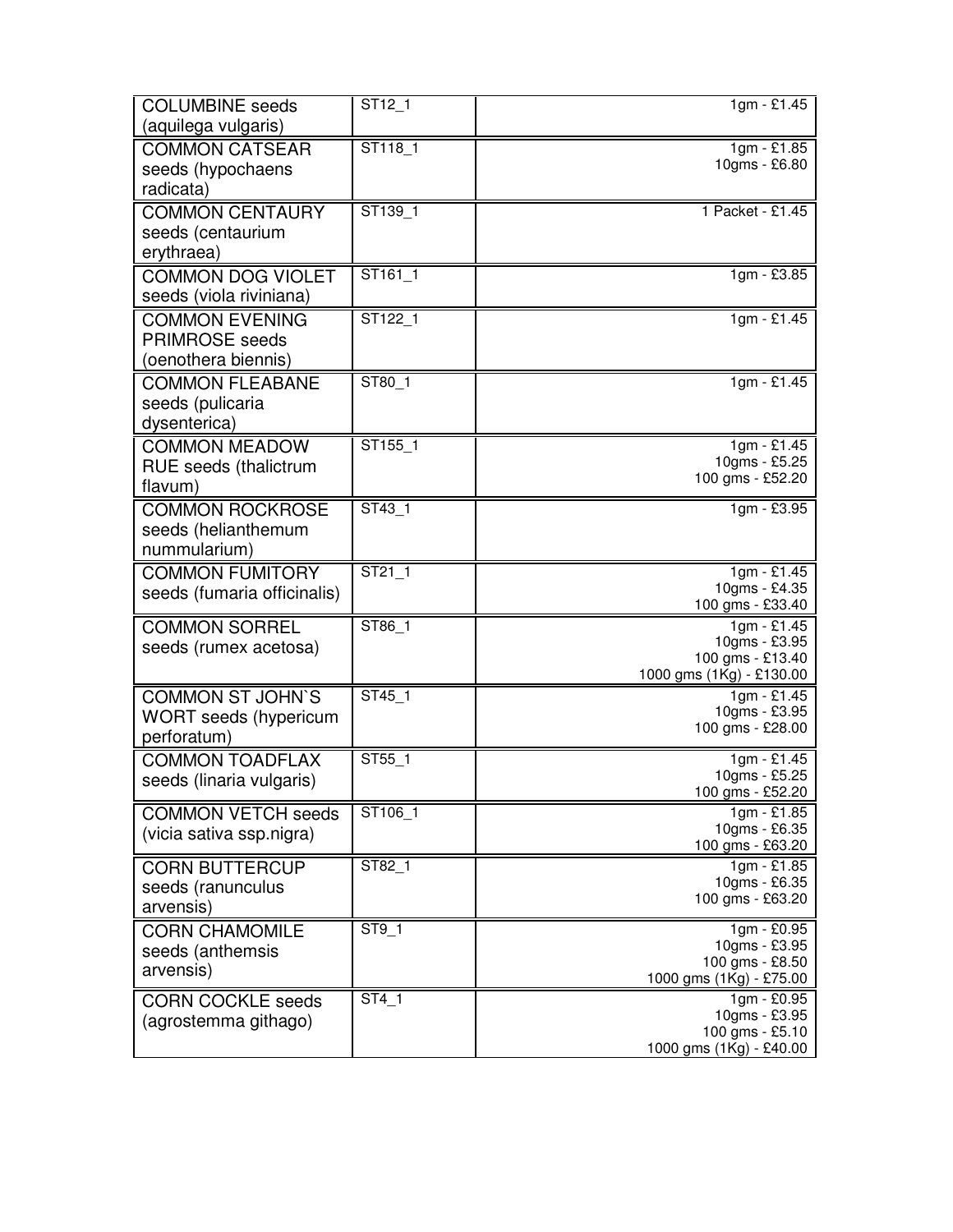| | | |
|---|---|---|
| COLUMBINE seeds (aquilega vulgaris) | ST12_1 | 1gm - £1.45 |
| COMMON CATSEAR seeds (hypochaens radicata) | ST118_1 | 1gm - £1.85<br>10gms - £6.80 |
| COMMON CENTAURY seeds (centaurium erythraea) | ST139_1 | 1 Packet - £1.45 |
| COMMON DOG VIOLET seeds (viola riviniana) | ST161_1 | 1gm - £3.85 |
| COMMON EVENING PRIMROSE seeds (oenothera biennis) | ST122_1 | 1gm - £1.45 |
| COMMON FLEABANE seeds (pulicaria dysenterica) | ST80_1 | 1gm - £1.45 |
| COMMON MEADOW RUE seeds (thalictrum flavum) | ST155_1 | 1gm - £1.45<br>10gms - £5.25<br>100 gms - £52.20 |
| COMMON ROCKROSE seeds (helianthemum nummularium) | ST43_1 | 1gm - £3.95 |
| COMMON FUMITORY seeds (fumaria officinalis) | ST21_1 | 1gm - £1.45<br>10gms - £4.35<br>100 gms - £33.40 |
| COMMON SORREL seeds (rumex acetosa) | ST86_1 | 1gm - £1.45<br>10gms - £3.95<br>100 gms - £13.40<br>1000 gms (1Kg) - £130.00 |
| COMMON ST JOHN`S WORT seeds (hypericum perforatum) | ST45_1 | 1gm - £1.45<br>10gms - £3.95<br>100 gms - £28.00 |
| COMMON TOADFLAX seeds (linaria vulgaris) | ST55_1 | 1gm - £1.45<br>10gms - £5.25<br>100 gms - £52.20 |
| COMMON VETCH seeds (vicia sativa ssp.nigra) | ST106_1 | 1gm - £1.85<br>10gms - £6.35<br>100 gms - £63.20 |
| CORN BUTTERCUP seeds (ranunculus arvensis) | ST82_1 | 1gm - £1.85<br>10gms - £6.35<br>100 gms - £63.20 |
| CORN CHAMOMILE seeds (anthemsis arvensis) | ST9_1 | 1gm - £0.95<br>10gms - £3.95<br>100 gms - £8.50<br>1000 gms (1Kg) - £75.00 |
| CORN COCKLE seeds (agrostemma githago) | ST4_1 | 1gm - £0.95<br>10gms - £3.95<br>100 gms - £5.10<br>1000 gms (1Kg) - £40.00 |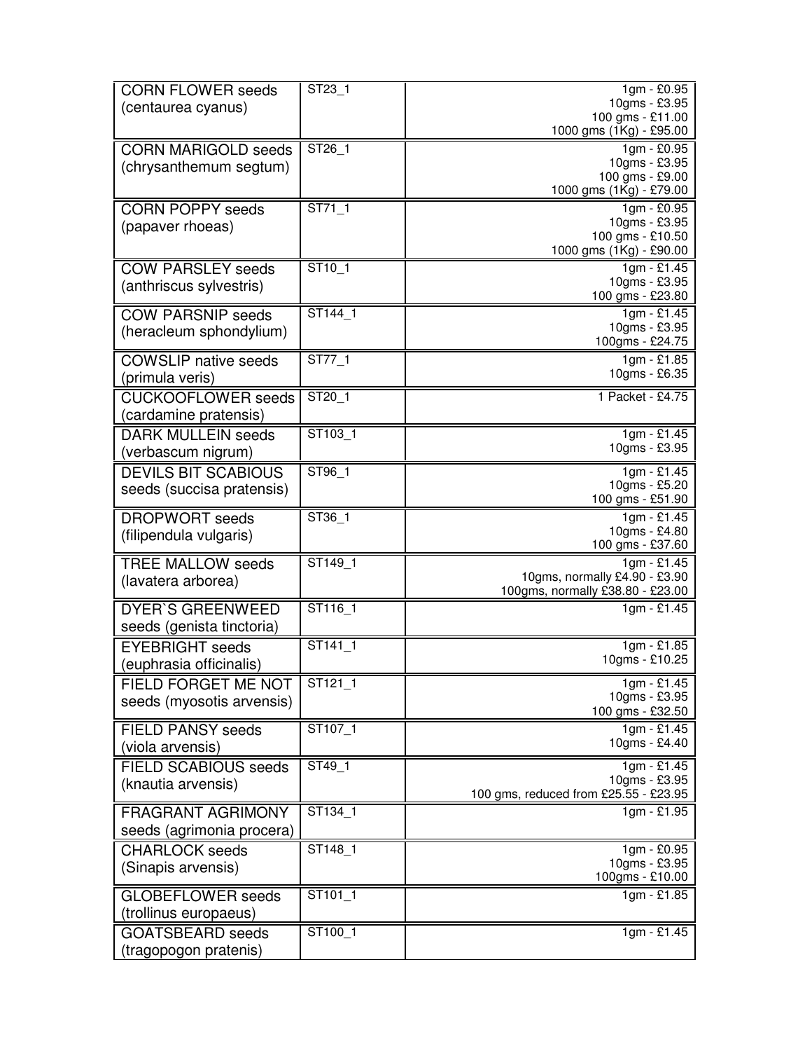| | | |
|---|---|---|
| CORN FLOWER seeds (centaurea cyanus) | ST23_1 | 1gm - £0.95<br>10gms - £3.95<br>100 gms - £11.00<br>1000 gms (1Kg) - £95.00 |
| CORN MARIGOLD seeds (chrysanthemum segtum) | ST26_1 | 1gm - £0.95<br>10gms - £3.95<br>100 gms - £9.00<br>1000 gms (1Kg) - £79.00 |
| CORN POPPY seeds (papaver rhoeas) | ST71_1 | 1gm - £0.95<br>10gms - £3.95<br>100 gms - £10.50<br>1000 gms (1Kg) - £90.00 |
| COW PARSLEY seeds (anthriscus sylvestris) | ST10_1 | 1gm - £1.45<br>10gms - £3.95<br>100 gms - £23.80 |
| COW PARSNIP seeds (heracleum sphondylium) | ST144_1 | 1gm - £1.45<br>10gms - £3.95<br>100gms - £24.75 |
| COWSLIP native seeds (primula veris) | ST77_1 | 1gm - £1.85<br>10gms - £6.35 |
| CUCKOOFLOWER seeds (cardamine pratensis) | ST20_1 | 1 Packet - £4.75 |
| DARK MULLEIN seeds (verbascum nigrum) | ST103_1 | 1gm - £1.45<br>10gms - £3.95 |
| DEVILS BIT SCABIOUS seeds (succisa pratensis) | ST96_1 | 1gm - £1.45<br>10gms - £5.20<br>100 gms - £51.90 |
| DROPWORT seeds (filipendula vulgaris) | ST36_1 | 1gm - £1.45<br>10gms - £4.80<br>100 gms - £37.60 |
| TREE MALLOW seeds (lavatera arborea) | ST149_1 | 1gm - £1.45<br>10gms, normally £4.90 - £3.90<br>100gms, normally £38.80 - £23.00 |
| DYER`S GREENWEED seeds (genista tinctoria) | ST116_1 | 1gm - £1.45 |
| EYEBRIGHT seeds (euphrasia officinalis) | ST141_1 | 1gm - £1.85<br>10gms - £10.25 |
| FIELD FORGET ME NOT seeds (myosotis arvensis) | ST121_1 | 1gm - £1.45<br>10gms - £3.95<br>100 gms - £32.50 |
| FIELD PANSY seeds (viola arvensis) | ST107_1 | 1gm - £1.45<br>10gms - £4.40 |
| FIELD SCABIOUS seeds (knautia arvensis) | ST49_1 | 1gm - £1.45<br>10gms - £3.95<br>100 gms, reduced from £25.55 - £23.95 |
| FRAGRANT AGRIMONY seeds (agrimonia procera) | ST134_1 | 1gm - £1.95 |
| CHARLOCK seeds (Sinapis arvensis) | ST148_1 | 1gm - £0.95<br>10gms - £3.95<br>100gms - £10.00 |
| GLOBEFLOWER seeds (trollinus europaeus) | ST101_1 | 1gm - £1.85 |
| GOATSBEARD seeds (tragopogon pratenis) | ST100_1 | 1gm - £1.45 |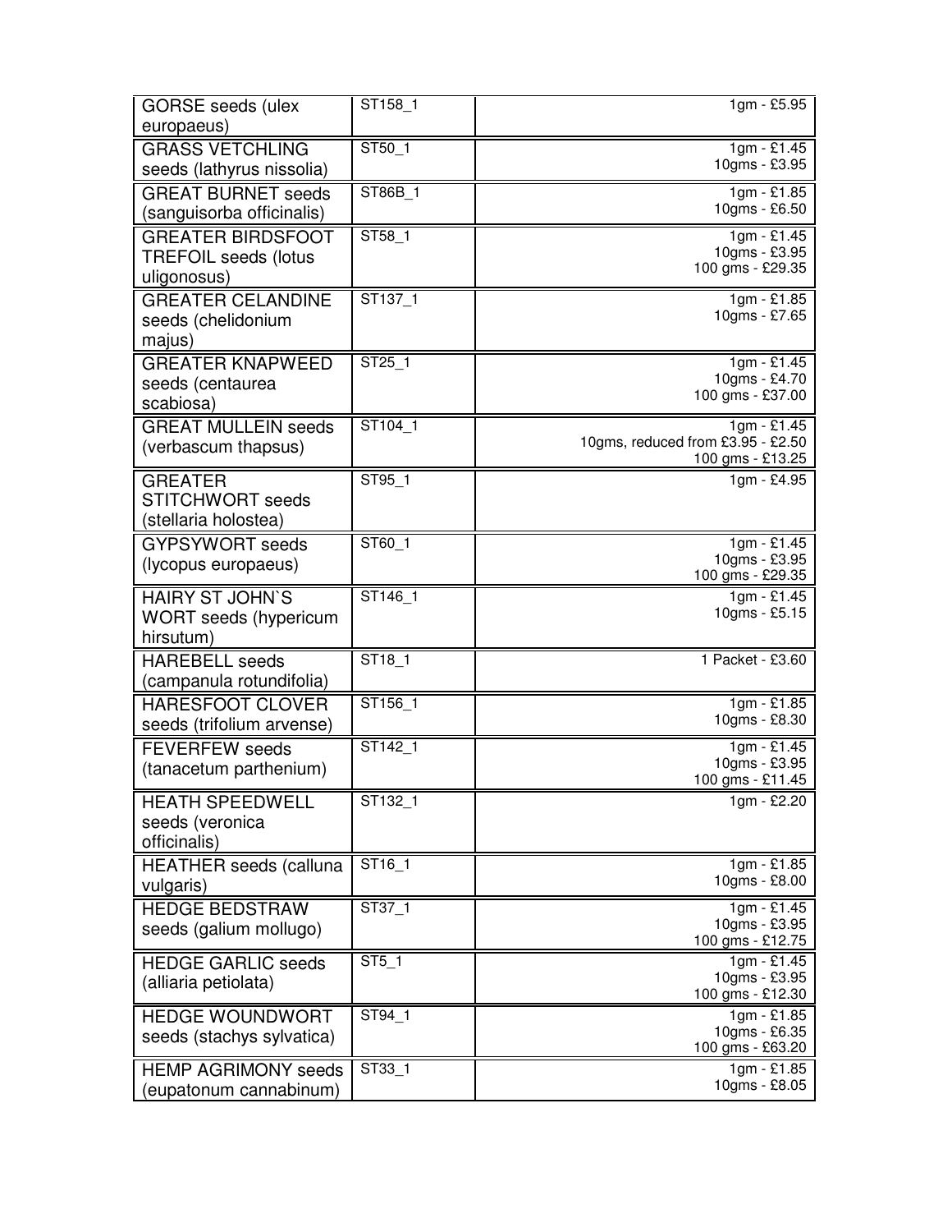| | | |
|---|---|---|
| GORSE seeds (ulex europaeus) | ST158_1 | 1gm - £5.95 |
| GRASS VETCHLING seeds (lathyrus nissolia) | ST50_1 | 1gm - £1.45<br>10gms - £3.95 |
| GREAT BURNET seeds (sanguisorba officinalis) | ST86B_1 | 1gm - £1.85<br>10gms - £6.50 |
| GREATER BIRDSFOOT TREFOIL seeds (lotus uligonosus) | ST58_1 | 1gm - £1.45<br>10gms - £3.95<br>100 gms - £29.35 |
| GREATER CELANDINE seeds (chelidonium majus) | ST137_1 | 1gm - £1.85<br>10gms - £7.65 |
| GREATER KNAPWEED seeds (centaurea scabiosa) | ST25_1 | 1gm - £1.45<br>10gms - £4.70<br>100 gms - £37.00 |
| GREAT MULLEIN seeds (verbascum thapsus) | ST104_1 | 1gm - £1.45<br>10gms, reduced from £3.95 - £2.50<br>100 gms - £13.25 |
| GREATER STITCHWORT seeds (stellaria holostea) | ST95_1 | 1gm - £4.95 |
| GYPSYWORT seeds (lycopus europaeus) | ST60_1 | 1gm - £1.45<br>10gms - £3.95<br>100 gms - £29.35 |
| HAIRY ST JOHN`S WORT seeds (hypericum hirsutum) | ST146_1 | 1gm - £1.45<br>10gms - £5.15 |
| HAREBELL seeds (campanula rotundifolia) | ST18_1 | 1 Packet - £3.60 |
| HARESFOOT CLOVER seeds (trifolium arvense) | ST156_1 | 1gm - £1.85<br>10gms - £8.30 |
| FEVERFEW seeds (tanacetum parthenium) | ST142_1 | 1gm - £1.45<br>10gms - £3.95<br>100 gms - £11.45 |
| HEATH SPEEDWELL seeds (veronica officinalis) | ST132_1 | 1gm - £2.20 |
| HEATHER seeds (calluna vulgaris) | ST16_1 | 1gm - £1.85<br>10gms - £8.00 |
| HEDGE BEDSTRAW seeds (galium mollugo) | ST37_1 | 1gm - £1.45<br>10gms - £3.95<br>100 gms - £12.75 |
| HEDGE GARLIC seeds (alliaria petiolata) | ST5_1 | 1gm - £1.45<br>10gms - £3.95<br>100 gms - £12.30 |
| HEDGE WOUNDWORT seeds (stachys sylvatica) | ST94_1 | 1gm - £1.85<br>10gms - £6.35<br>100 gms - £63.20 |
| HEMP AGRIMONY seeds (eupatonum cannabinum) | ST33_1 | 1gm - £1.85<br>10gms - £8.05 |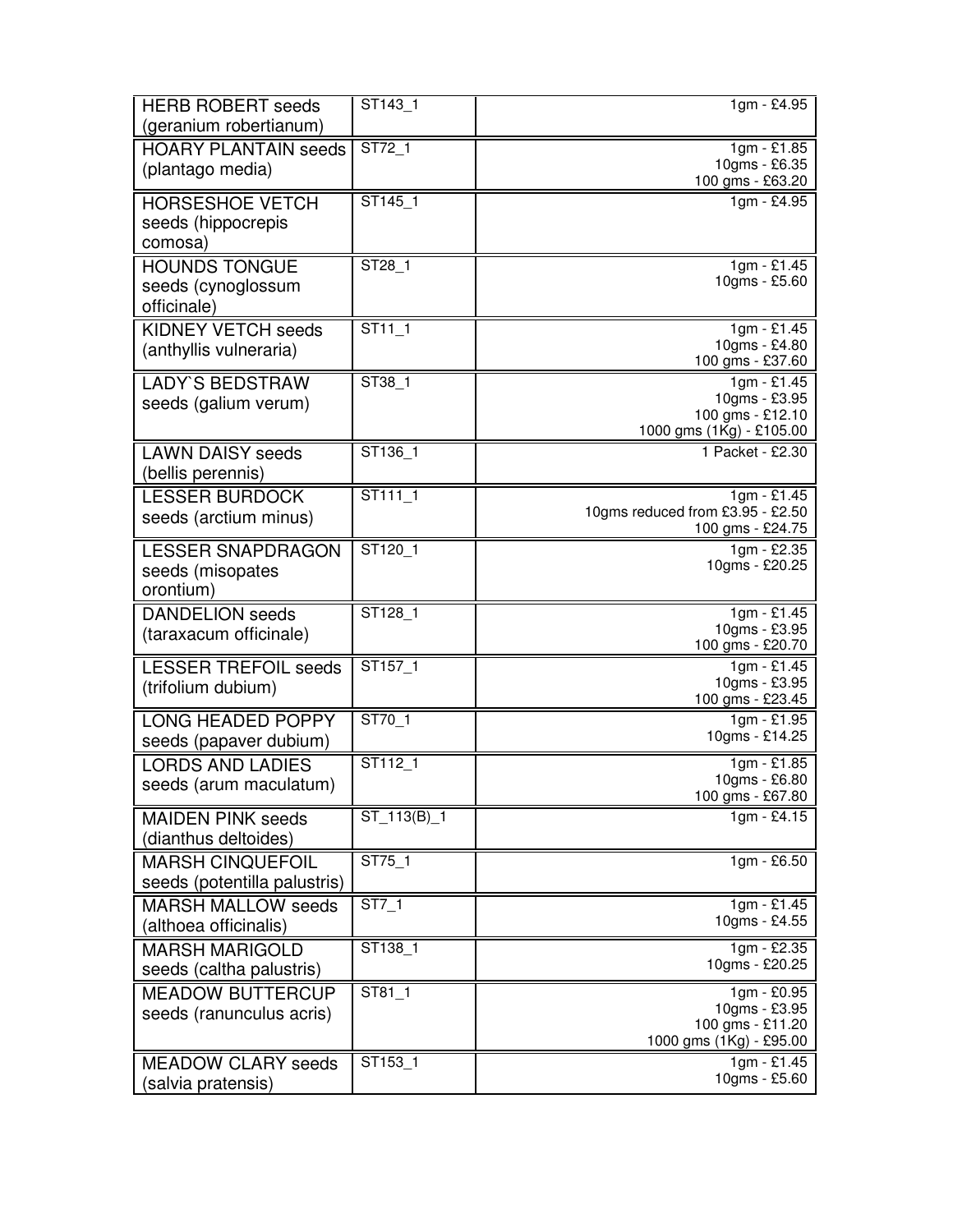| HERB ROBERT seeds (geranium robertianum) | ST143_1 | 1gm - £4.95 |
| --- | --- | --- |
| HOARY PLANTAIN seeds (plantago media) | ST72_1 | 1gm - £1.85<br>10gms - £6.35<br>100 gms - £63.20 |
| HORSESHOE VETCH seeds (hippocrepis comosa) | ST145_1 | 1gm - £4.95 |
| HOUNDS TONGUE seeds (cynoglossum officinale) | ST28_1 | 1gm - £1.45<br>10gms - £5.60 |
| KIDNEY VETCH seeds (anthyllis vulneraria) | ST11_1 | 1gm - £1.45<br>10gms - £4.80<br>100 gms - £37.60 |
| LADY`S BEDSTRAW seeds (galium verum) | ST38_1 | 1gm - £1.45<br>10gms - £3.95<br>100 gms - £12.10<br>1000 gms (1Kg) - £105.00 |
| LAWN DAISY seeds (bellis perennis) | ST136_1 | 1 Packet - £2.30 |
| LESSER BURDOCK seeds (arctium minus) | ST111_1 | 1gm - £1.45<br>10gms reduced from £3.95 - £2.50<br>100 gms - £24.75 |
| LESSER SNAPDRAGON seeds (misopates orontium) | ST120_1 | 1gm - £2.35<br>10gms - £20.25 |
| DANDELION seeds (taraxacum officinale) | ST128_1 | 1gm - £1.45<br>10gms - £3.95<br>100 gms - £20.70 |
| LESSER TREFOIL seeds (trifolium dubium) | ST157_1 | 1gm - £1.45<br>10gms - £3.95<br>100 gms - £23.45 |
| LONG HEADED POPPY seeds (papaver dubium) | ST70_1 | 1gm - £1.95<br>10gms - £14.25 |
| LORDS AND LADIES seeds (arum maculatum) | ST112_1 | 1gm - £1.85<br>10gms - £6.80<br>100 gms - £67.80 |
| MAIDEN PINK seeds (dianthus deltoides) | ST_113(B)_1 | 1gm - £4.15 |
| MARSH CINQUEFOIL seeds (potentilla palustris) | ST75_1 | 1gm - £6.50 |
| MARSH MALLOW seeds (althoea officinalis) | ST7_1 | 1gm - £1.45<br>10gms - £4.55 |
| MARSH MARIGOLD seeds (caltha palustris) | ST138_1 | 1gm - £2.35<br>10gms - £20.25 |
| MEADOW BUTTERCUP seeds (ranunculus acris) | ST81_1 | 1gm - £0.95<br>10gms - £3.95<br>100 gms - £11.20<br>1000 gms (1Kg) - £95.00 |
| MEADOW CLARY seeds (salvia pratensis) | ST153_1 | 1gm - £1.45<br>10gms - £5.60 |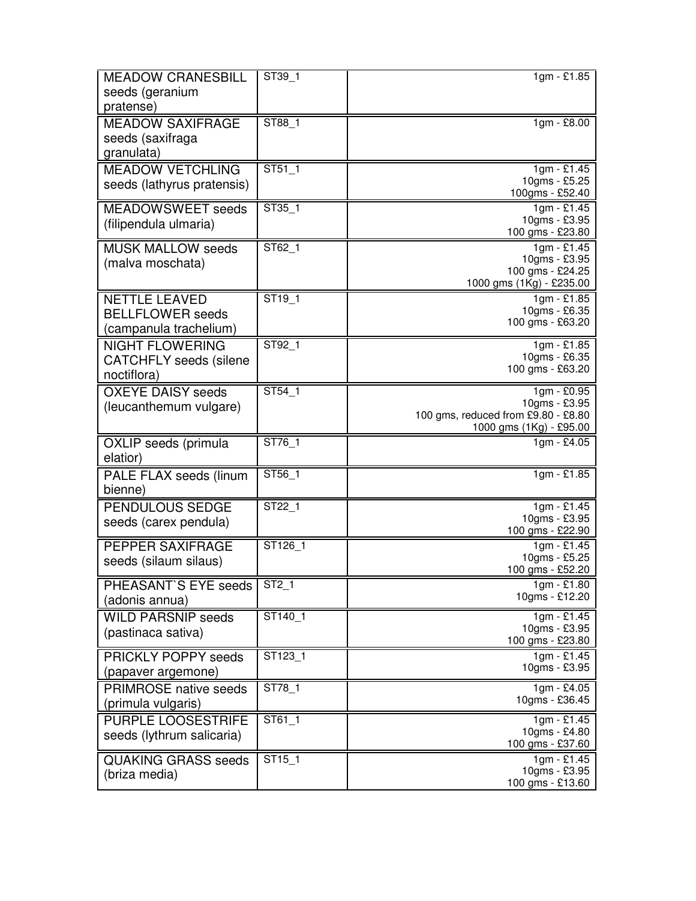| | | |
|---|---|---|
| MEADOW CRANESBILL seeds (geranium pratense) | ST39_1 | 1gm - £1.85 |
| MEADOW SAXIFRAGE seeds (saxifraga granulata) | ST88_1 | 1gm - £8.00 |
| MEADOW VETCHLING seeds (lathyrus pratensis) | ST51_1 | 1gm - £1.45<br>10gms - £5.25<br>100gms - £52.40 |
| MEADOWSWEET seeds (filipendula ulmaria) | ST35_1 | 1gm - £1.45<br>10gms - £3.95<br>100 gms - £23.80 |
| MUSK MALLOW seeds (malva moschata) | ST62_1 | 1gm - £1.45<br>10gms - £3.95<br>100 gms - £24.25<br>1000 gms (1Kg) - £235.00 |
| NETTLE LEAVED BELLFLOWER seeds (campanula trachelium) | ST19_1 | 1gm - £1.85<br>10gms - £6.35<br>100 gms - £63.20 |
| NIGHT FLOWERING CATCHFLY seeds (silene noctiflora) | ST92_1 | 1gm - £1.85<br>10gms - £6.35<br>100 gms - £63.20 |
| OXEYE DAISY seeds (leucanthemum vulgare) | ST54_1 | 1gm - £0.95<br>10gms - £3.95<br>100 gms, reduced from £9.80 - £8.80<br>1000 gms (1Kg) - £95.00 |
| OXLIP seeds (primula elatior) | ST76_1 | 1gm - £4.05 |
| PALE FLAX seeds (linum bienne) | ST56_1 | 1gm - £1.85 |
| PENDULOUS SEDGE seeds (carex pendula) | ST22_1 | 1gm - £1.45<br>10gms - £3.95<br>100 gms - £22.90 |
| PEPPER SAXIFRAGE seeds (silaum silaus) | ST126_1 | 1gm - £1.45<br>10gms - £5.25<br>100 gms - £52.20 |
| PHEASANT`S EYE seeds (adonis annua) | ST2_1 | 1gm - £1.80<br>10gms - £12.20 |
| WILD PARSNIP seeds (pastinaca sativa) | ST140_1 | 1gm - £1.45<br>10gms - £3.95<br>100 gms - £23.80 |
| PRICKLY POPPY seeds (papaver argemone) | ST123_1 | 1gm - £1.45<br>10gms - £3.95 |
| PRIMROSE native seeds (primula vulgaris) | ST78_1 | 1gm - £4.05<br>10gms - £36.45 |
| PURPLE LOOSESTRIFE seeds (lythrum salicaria) | ST61_1 | 1gm - £1.45<br>10gms - £4.80<br>100 gms - £37.60 |
| QUAKING GRASS seeds (briza media) | ST15_1 | 1gm - £1.45<br>10gms - £3.95<br>100 gms - £13.60 |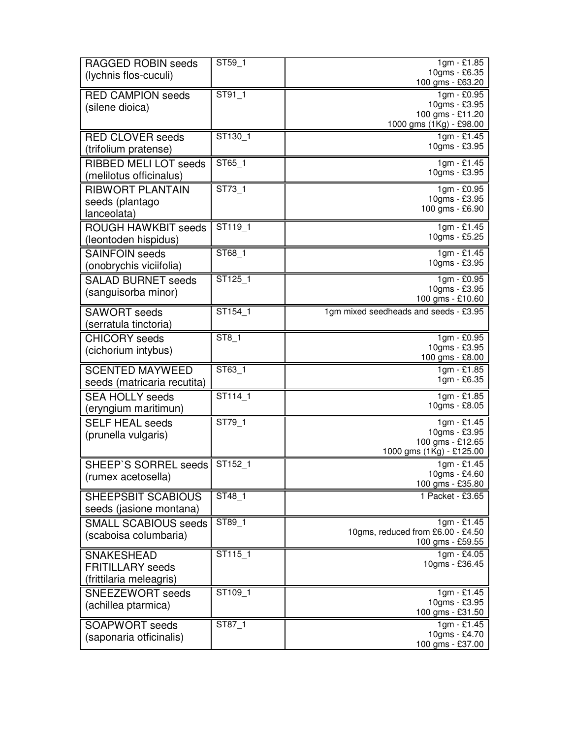| | | |
|---|---|---|
| RAGGED ROBIN seeds (lychnis flos-cuculi) | ST59_1 | 1gm - £1.85<br>10gms - £6.35<br>100 gms - £63.20 |
| RED CAMPION seeds (silene dioica) | ST91_1 | 1gm - £0.95<br>10gms - £3.95<br>100 gms - £11.20<br>1000 gms (1Kg) - £98.00 |
| RED CLOVER seeds (trifolium pratense) | ST130_1 | 1gm - £1.45<br>10gms - £3.95 |
| RIBBED MELI LOT seeds (melilotus officinalus) | ST65_1 | 1gm - £1.45<br>10gms - £3.95 |
| RIBWORT PLANTAIN seeds (plantago lanceolata) | ST73_1 | 1gm - £0.95<br>10gms - £3.95<br>100 gms - £6.90 |
| ROUGH HAWKBIT seeds (leontoden hispidus) | ST119_1 | 1gm - £1.45<br>10gms - £5.25 |
| SAINFOIN seeds (onobrychis viciifolia) | ST68_1 | 1gm - £1.45<br>10gms - £3.95 |
| SALAD BURNET seeds (sanguisorba minor) | ST125_1 | 1gm - £0.95<br>10gms - £3.95<br>100 gms - £10.60 |
| SAWORT seeds (serratula tinctoria) | ST154_1 | 1gm mixed seedheads and seeds - £3.95 |
| CHICORY seeds (cichorium intybus) | ST8_1 | 1gm - £0.95<br>10gms - £3.95<br>100 gms - £8.00 |
| SCENTED MAYWEED seeds (matricaria recutita) | ST63_1 | 1gm - £1.85<br>1gm - £6.35 |
| SEA HOLLY seeds (eryngium maritimun) | ST114_1 | 1gm - £1.85<br>10gms - £8.05 |
| SELF HEAL seeds (prunella vulgaris) | ST79_1 | 1gm - £1.45<br>10gms - £3.95<br>100 gms - £12.65<br>1000 gms (1Kg) - £125.00 |
| SHEEP`S SORREL seeds (rumex acetosella) | ST152_1 | 1gm - £1.45<br>10gms - £4.60<br>100 gms - £35.80 |
| SHEEPSBIT SCABIOUS seeds (jasione montana) | ST48_1 | 1 Packet - £3.65 |
| SMALL SCABIOUS seeds (scaboisa columbaria) | ST89_1 | 1gm - £1.45<br>10gms, reduced from £6.00 - £4.50<br>100 gms - £59.55 |
| SNAKESHEAD FRITILLARY seeds (frittilaria meleagris) | ST115_1 | 1gm - £4.05<br>10gms - £36.45 |
| SNEEZEWORT seeds (achillea ptarmica) | ST109_1 | 1gm - £1.45<br>10gms - £3.95<br>100 gms - £31.50 |
| SOAPWORT seeds (saponaria otficinalis) | ST87_1 | 1gm - £1.45<br>10gms - £4.70<br>100 gms - £37.00 |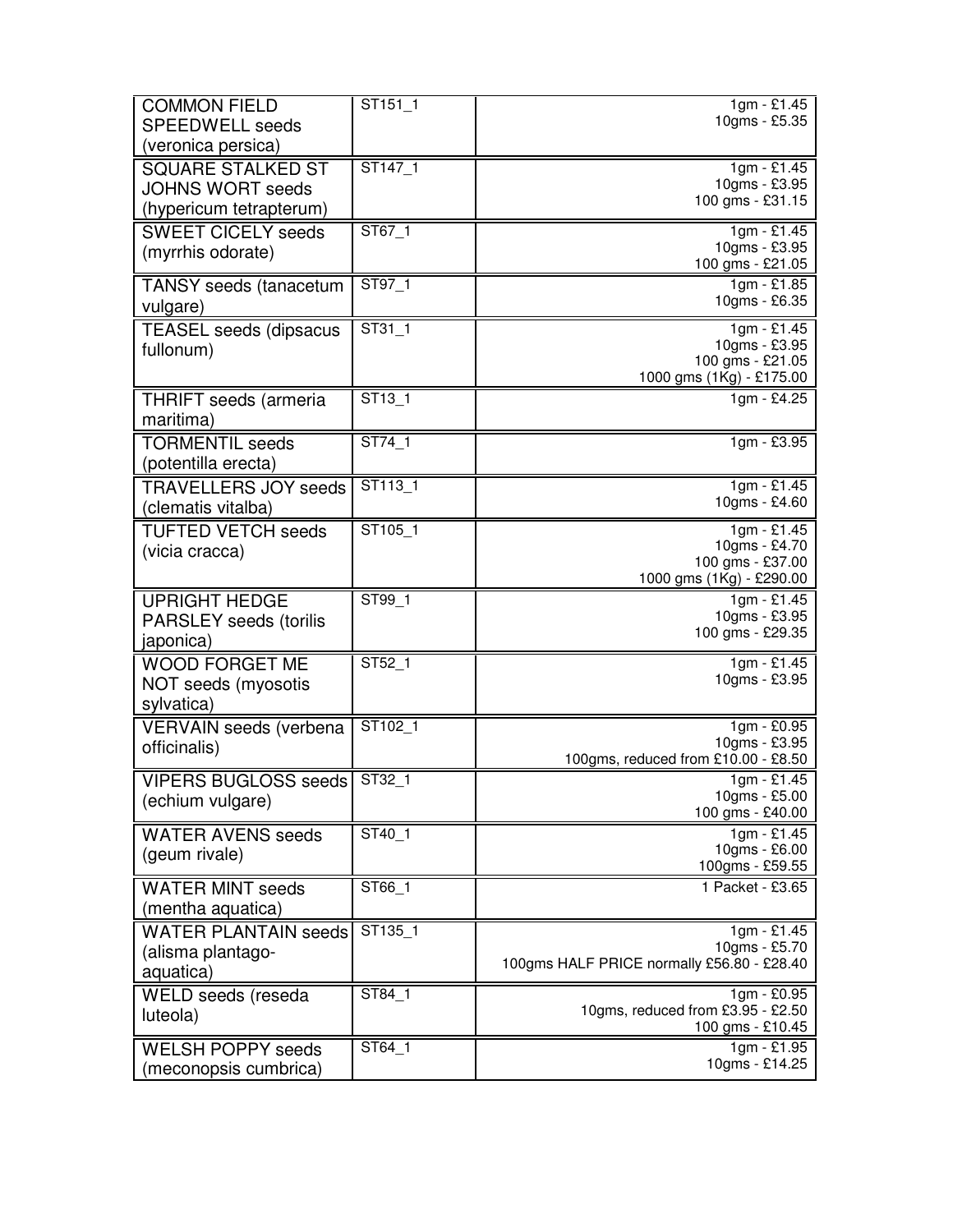| | | |
|---|---|---|
| COMMON FIELD SPEEDWELL seeds (veronica persica) | ST151_1 | 1gm - £1.45<br>10gms - £5.35 |
| SQUARE STALKED ST JOHNS WORT seeds (hypericum tetrapterum) | ST147_1 | 1gm - £1.45<br>10gms - £3.95<br>100 gms - £31.15 |
| SWEET CICELY seeds (myrrhis odorate) | ST67_1 | 1gm - £1.45<br>10gms - £3.95<br>100 gms - £21.05 |
| TANSY seeds (tanacetum vulgare) | ST97_1 | 1gm - £1.85<br>10gms - £6.35 |
| TEASEL seeds (dipsacus fullonum) | ST31_1 | 1gm - £1.45<br>10gms - £3.95<br>100 gms - £21.05<br>1000 gms (1Kg) - £175.00 |
| THRIFT seeds (armeria maritima) | ST13_1 | 1gm - £4.25 |
| TORMENTIL seeds (potentilla erecta) | ST74_1 | 1gm - £3.95 |
| TRAVELLERS JOY seeds (clematis vitalba) | ST113_1 | 1gm - £1.45<br>10gms - £4.60 |
| TUFTED VETCH seeds (vicia cracca) | ST105_1 | 1gm - £1.45<br>10gms - £4.70<br>100 gms - £37.00<br>1000 gms (1Kg) - £290.00 |
| UPRIGHT HEDGE PARSLEY seeds (torilis japonica) | ST99_1 | 1gm - £1.45<br>10gms - £3.95<br>100 gms - £29.35 |
| WOOD FORGET ME NOT seeds (myosotis sylvatica) | ST52_1 | 1gm - £1.45<br>10gms - £3.95 |
| VERVAIN seeds (verbena officinalis) | ST102_1 | 1gm - £0.95<br>10gms - £3.95<br>100gms, reduced from £10.00 - £8.50 |
| VIPERS BUGLOSS seeds (echium vulgare) | ST32_1 | 1gm - £1.45<br>10gms - £5.00<br>100 gms - £40.00 |
| WATER AVENS seeds (geum rivale) | ST40_1 | 1gm - £1.45<br>10gms - £6.00<br>100gms - £59.55 |
| WATER MINT seeds (mentha aquatica) | ST66_1 | 1 Packet - £3.65 |
| WATER PLANTAIN seeds (alisma plantago-aquatica) | ST135_1 | 1gm - £1.45<br>10gms - £5.70<br>100gms HALF PRICE normally £56.80 - £28.40 |
| WELD seeds (reseda luteola) | ST84_1 | 1gm - £0.95<br>10gms, reduced from £3.95 - £2.50<br>100 gms - £10.45 |
| WELSH POPPY seeds (meconopsis cumbrica) | ST64_1 | 1gm - £1.95<br>10gms - £14.25 |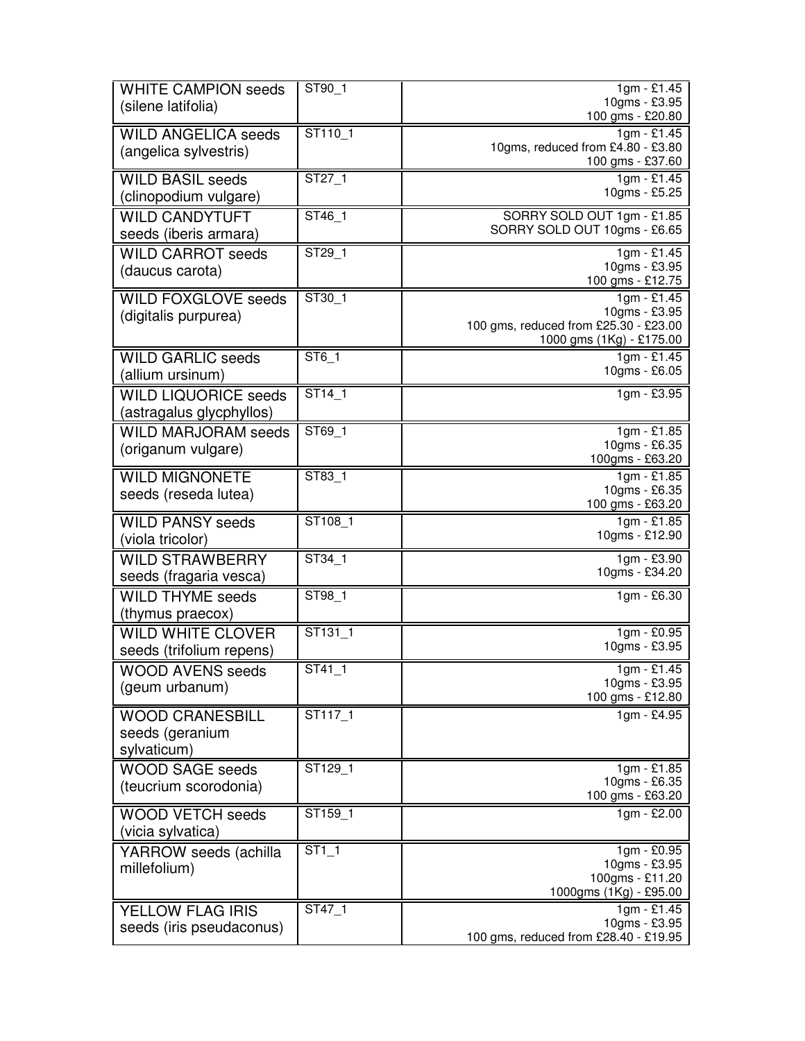| | | |
|---|---|---|
| WHITE CAMPION seeds (silene latifolia) | ST90_1 | 1gm - £1.45<br>10gms - £3.95<br>100 gms - £20.80 |
| WILD ANGELICA seeds (angelica sylvestris) | ST110_1 | 1gm - £1.45<br>10gms, reduced from £4.80 - £3.80<br>100 gms - £37.60 |
| WILD BASIL seeds (clinopodium vulgare) | ST27_1 | 1gm - £1.45<br>10gms - £5.25 |
| WILD CANDYTUFT seeds (iberis armara) | ST46_1 | SORRY SOLD OUT 1gm - £1.85<br>SORRY SOLD OUT 10gms - £6.65 |
| WILD CARROT seeds (daucus carota) | ST29_1 | 1gm - £1.45<br>10gms - £3.95<br>100 gms - £12.75 |
| WILD FOXGLOVE seeds (digitalis purpurea) | ST30_1 | 1gm - £1.45<br>10gms - £3.95<br>100 gms, reduced from £25.30 - £23.00<br>1000 gms (1Kg) - £175.00 |
| WILD GARLIC seeds (allium ursinum) | ST6_1 | 1gm - £1.45<br>10gms - £6.05 |
| WILD LIQUORICE seeds (astragalus glycphyllos) | ST14_1 | 1gm - £3.95 |
| WILD MARJORAM seeds (origanum vulgare) | ST69_1 | 1gm - £1.85<br>10gms - £6.35<br>100gms - £63.20 |
| WILD MIGNONETE seeds (reseda lutea) | ST83_1 | 1gm - £1.85<br>10gms - £6.35<br>100 gms - £63.20 |
| WILD PANSY seeds (viola tricolor) | ST108_1 | 1gm - £1.85<br>10gms - £12.90 |
| WILD STRAWBERRY seeds (fragaria vesca) | ST34_1 | 1gm - £3.90<br>10gms - £34.20 |
| WILD THYME seeds (thymus praecox) | ST98_1 | 1gm - £6.30 |
| WILD WHITE CLOVER seeds (trifolium repens) | ST131_1 | 1gm - £0.95<br>10gms - £3.95 |
| WOOD AVENS seeds (geum urbanum) | ST41_1 | 1gm - £1.45<br>10gms - £3.95<br>100 gms - £12.80 |
| WOOD CRANESBILL seeds (geranium sylvaticum) | ST117_1 | 1gm - £4.95 |
| WOOD SAGE seeds (teucrium scorodonia) | ST129_1 | 1gm - £1.85<br>10gms - £6.35<br>100 gms - £63.20 |
| WOOD VETCH seeds (vicia sylvatica) | ST159_1 | 1gm - £2.00 |
| YARROW seeds (achilla millefolium) | ST1_1 | 1gm - £0.95<br>10gms - £3.95<br>100gms - £11.20<br>1000gms (1Kg) - £95.00 |
| YELLOW FLAG IRIS seeds (iris pseudaconus) | ST47_1 | 1gm - £1.45<br>10gms - £3.95<br>100 gms, reduced from £28.40 - £19.95 |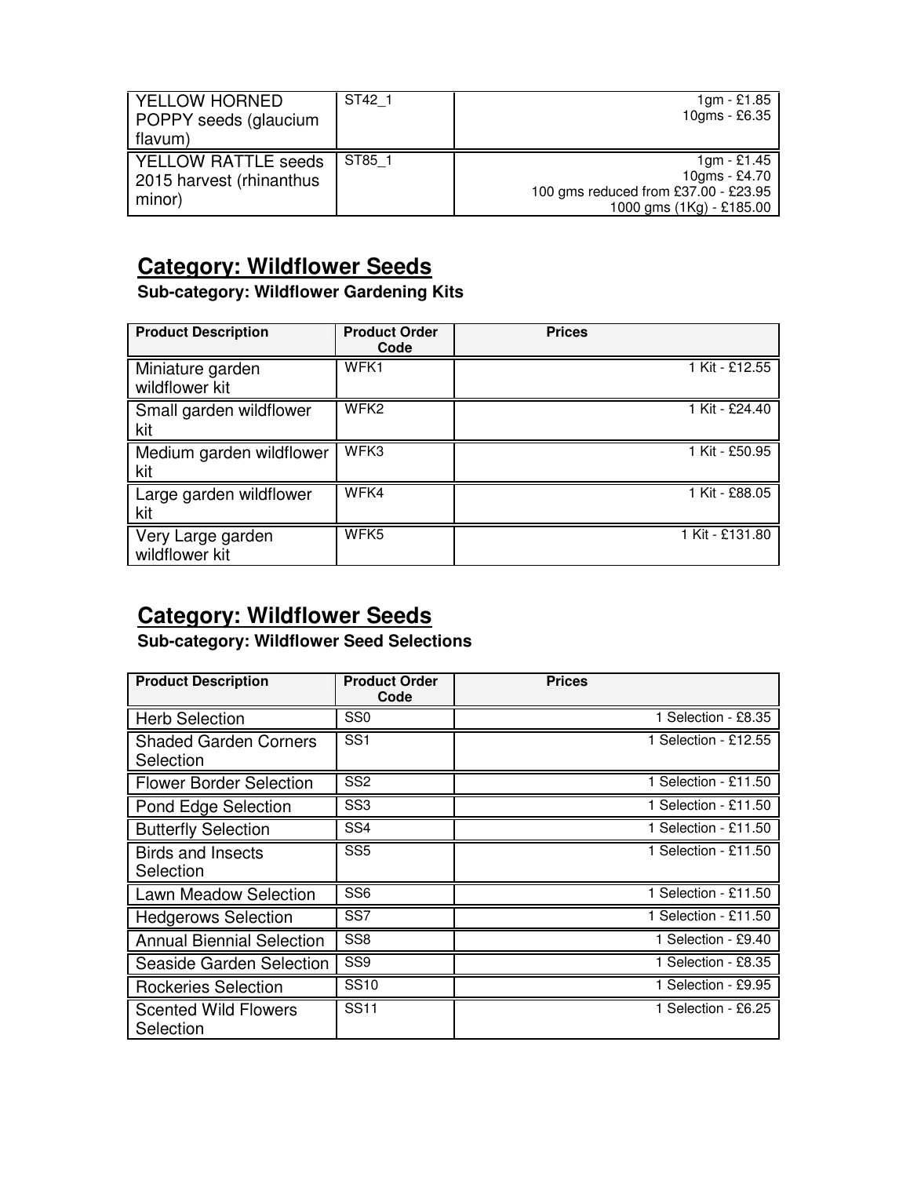| | | |
|---|---|---|
| YELLOW HORNED POPPY seeds (glaucium flavum) | ST42_1 | 1gm - £1.85<br>10gms - £6.35 |
| YELLOW RATTLE seeds 2015 harvest (rhinanthus minor) | ST85_1 | 1gm - £1.45<br>10gms - £4.70<br>100 gms reduced from £37.00 - £23.95<br>1000 gms (1Kg) - £185.00 |

## **Category: Wildflower Seeds**

**Sub-category: Wildflower Gardening Kits**

| Product Description | Product Order Code | Prices |
|---|---|---|
| Miniature garden wildflower kit | WFK1 | 1 Kit - £12.55 |
| Small garden wildflower kit | WFK2 | 1 Kit - £24.40 |
| Medium garden wildflower kit | WFK3 | 1 Kit - £50.95 |
| Large garden wildflower kit | WFK4 | 1 Kit - £88.05 |
| Very Large garden wildflower kit | WFK5 | 1 Kit - £131.80 |

## **Category: Wildflower Seeds**

**Sub-category: Wildflower Seed Selections**

| Product Description | Product Order Code | Prices |
|---|---|---|
| Herb Selection | SS0 | 1 Selection - £8.35 |
| Shaded Garden Corners Selection | SS1 | 1 Selection - £12.55 |
| Flower Border Selection | SS2 | 1 Selection - £11.50 |
| Pond Edge Selection | SS3 | 1 Selection - £11.50 |
| Butterfly Selection | SS4 | 1 Selection - £11.50 |
| Birds and Insects Selection | SS5 | 1 Selection - £11.50 |
| Lawn Meadow Selection | SS6 | 1 Selection - £11.50 |
| Hedgerows Selection | SS7 | 1 Selection - £11.50 |
| Annual Biennial Selection | SS8 | 1 Selection - £9.40 |
| Seaside Garden Selection | SS9 | 1 Selection - £8.35 |
| Rockeries Selection | SS10 | 1 Selection - £9.95 |
| Scented Wild Flowers Selection | SS11 | 1 Selection - £6.25 |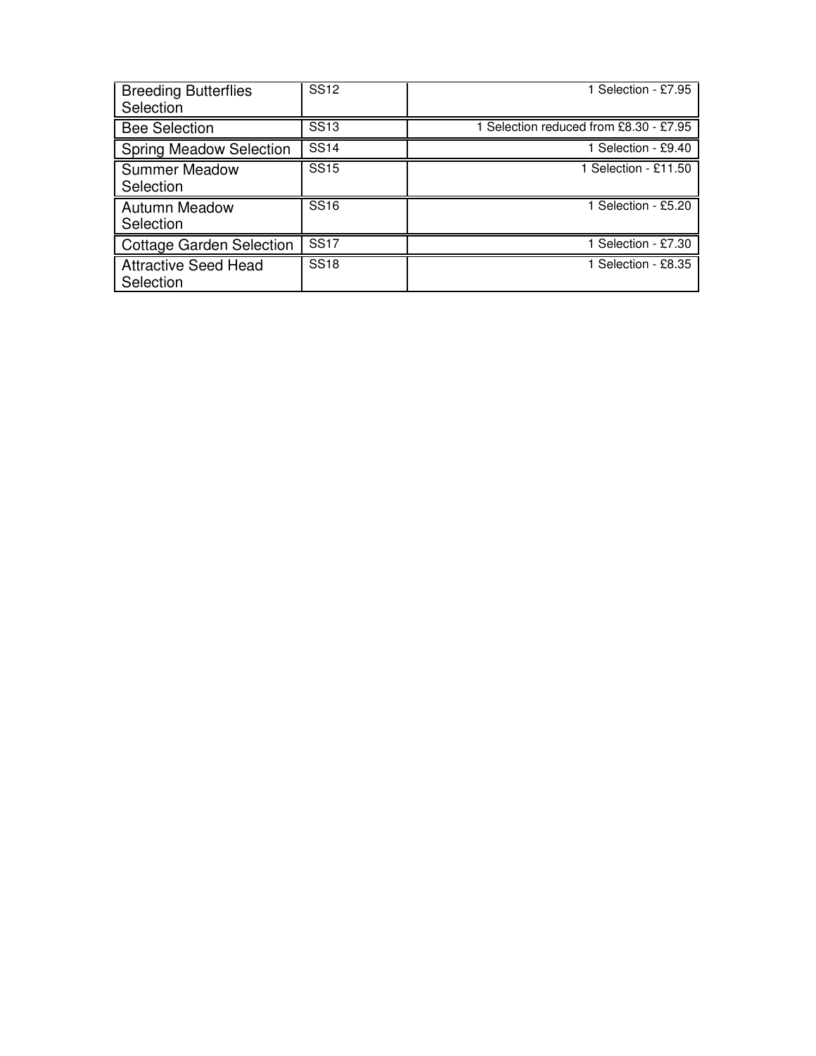| | | |
|---|---|---|
| Breeding Butterflies Selection | SS12 | 1 Selection - £7.95 |
| Bee Selection | SS13 | 1 Selection reduced from £8.30 - £7.95 |
| Spring Meadow Selection | SS14 | 1 Selection - £9.40 |
| Summer Meadow Selection | SS15 | 1 Selection - £11.50 |
| Autumn Meadow Selection | SS16 | 1 Selection - £5.20 |
| Cottage Garden Selection | SS17 | 1 Selection - £7.30 |
| Attractive Seed Head Selection | SS18 | 1 Selection - £8.35 |